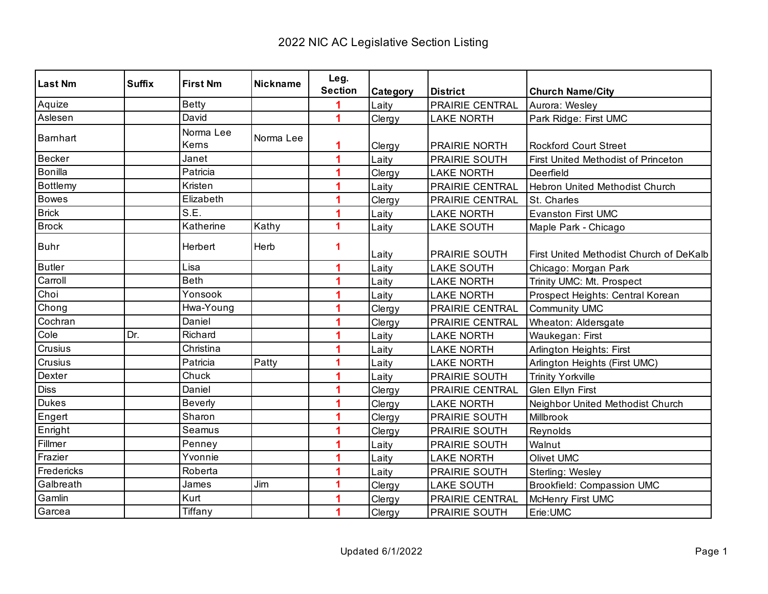# 2022 NIC AC Legislative Section Listing

| Last Nm | Suffix | First Nm | Nickname | Leg. Section | Category | District | Church Name/City |
|---|---|---|---|---|---|---|---|
| Aquize | | Betty | | 1 | Laity | PRAIRIE CENTRAL | Aurora: Wesley |
| Aslesen | | David | | 1 | Clergy | LAKE NORTH | Park Ridge: First UMC |
| Barnhart | | Norma Lee Kerns | Norma Lee | 1 | Clergy | PRAIRIE NORTH | Rockford Court Street |
| Becker | | Janet | | 1 | Laity | PRAIRIE SOUTH | First United Methodist of Princeton |
| Bonilla | | Patricia | | 1 | Clergy | LAKE NORTH | Deerfield |
| Bottlemy | | Kristen | | 1 | Laity | PRAIRIE CENTRAL | Hebron United Methodist Church |
| Bowes | | Elizabeth | | 1 | Clergy | PRAIRIE CENTRAL | St. Charles |
| Brick | | S.E. | | 1 | Laity | LAKE NORTH | Evanston First UMC |
| Brock | | Katherine | Kathy | 1 | Laity | LAKE SOUTH | Maple Park - Chicago |
| Buhr | | Herbert | Herb | 1 | Laity | PRAIRIE SOUTH | First United Methodist Church of DeKalb |
| Butler | | Lisa | | 1 | Laity | LAKE SOUTH | Chicago: Morgan Park |
| Carroll | | Beth | | 1 | Laity | LAKE NORTH | Trinity UMC: Mt. Prospect |
| Choi | | Yonsook | | 1 | Laity | LAKE NORTH | Prospect Heights: Central Korean |
| Chong | | Hwa-Young | | 1 | Clergy | PRAIRIE CENTRAL | Community UMC |
| Cochran | | Daniel | | 1 | Clergy | PRAIRIE CENTRAL | Wheaton: Aldersgate |
| Cole | Dr. | Richard | | 1 | Laity | LAKE NORTH | Waukegan: First |
| Crusius | | Christina | | 1 | Laity | LAKE NORTH | Arlington Heights: First |
| Crusius | | Patricia | Patty | 1 | Laity | LAKE NORTH | Arlington Heights (First UMC) |
| Dexter | | Chuck | | 1 | Laity | PRAIRIE SOUTH | Trinity Yorkville |
| Diss | | Daniel | | 1 | Clergy | PRAIRIE CENTRAL | Glen Ellyn First |
| Dukes | | Beverly | | 1 | Clergy | LAKE NORTH | Neighbor United Methodist Church |
| Engert | | Sharon | | 1 | Clergy | PRAIRIE SOUTH | Millbrook |
| Enright | | Seamus | | 1 | Clergy | PRAIRIE SOUTH | Reynolds |
| Fillmer | | Penney | | 1 | Laity | PRAIRIE SOUTH | Walnut |
| Frazier | | Yvonnie | | 1 | Laity | LAKE NORTH | Olivet UMC |
| Fredericks | | Roberta | | 1 | Laity | PRAIRIE SOUTH | Sterling: Wesley |
| Galbreath | | James | Jim | 1 | Clergy | LAKE SOUTH | Brookfield: Compassion UMC |
| Gamlin | | Kurt | | 1 | Clergy | PRAIRIE CENTRAL | McHenry First UMC |
| Garcea | | Tiffany | | 1 | Clergy | PRAIRIE SOUTH | Erie:UMC |

Updated 6/1/2022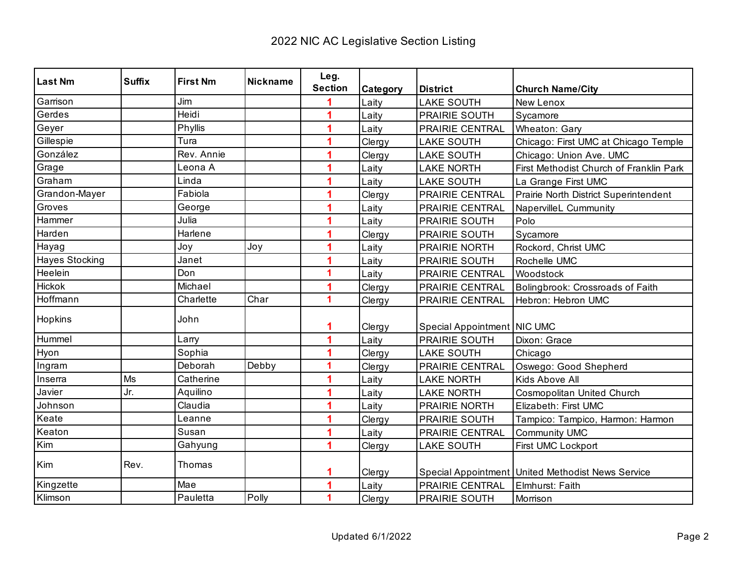# 2022 NIC AC Legislative Section Listing

| Last Nm | Suffix | First Nm | Nickname | Leg. Section | Category | District | Church Name/City |
|---|---|---|---|---|---|---|---|
| Garrison | | Jim | | 1 | Laity | LAKE SOUTH | New Lenox |
| Gerdes | | Heidi | | 1 | Laity | PRAIRIE SOUTH | Sycamore |
| Geyer | | Phyllis | | 1 | Laity | PRAIRIE CENTRAL | Wheaton: Gary |
| Gillespie | | Tura | | 1 | Clergy | LAKE SOUTH | Chicago: First UMC at Chicago Temple |
| González | | Rev. Annie | | 1 | Clergy | LAKE SOUTH | Chicago: Union Ave. UMC |
| Grage | | Leona A | | 1 | Laity | LAKE NORTH | First Methodist Church of Franklin Park |
| Graham | | Linda | | 1 | Laity | LAKE SOUTH | La Grange First UMC |
| Grandon-Mayer | | Fabiola | | 1 | Clergy | PRAIRIE CENTRAL | Prairie North District Superintendent |
| Groves | | George | | 1 | Laity | PRAIRIE CENTRAL | NapervilleL Cummunity |
| Hammer | | Julia | | 1 | Laity | PRAIRIE SOUTH | Polo |
| Harden | | Harlene | | 1 | Clergy | PRAIRIE SOUTH | Sycamore |
| Hayag | | Joy | Joy | 1 | Laity | PRAIRIE NORTH | Rockord, Christ UMC |
| Hayes Stocking | | Janet | | 1 | Laity | PRAIRIE SOUTH | Rochelle UMC |
| Heelein | | Don | | 1 | Laity | PRAIRIE CENTRAL | Woodstock |
| Hickok | | Michael | | 1 | Clergy | PRAIRIE CENTRAL | Bolingbrook: Crossroads of Faith |
| Hoffmann | | Charlette | Char | 1 | Clergy | PRAIRIE CENTRAL | Hebron: Hebron UMC |
| Hopkins | | John | | 1 | Clergy | Special Appointment | NIC UMC |
| Hummel | | Larry | | 1 | Laity | PRAIRIE SOUTH | Dixon: Grace |
| Hyon | | Sophia | | 1 | Clergy | LAKE SOUTH | Chicago |
| Ingram | | Deborah | Debby | 1 | Clergy | PRAIRIE CENTRAL | Oswego: Good Shepherd |
| Inserra | Ms | Catherine | | 1 | Laity | LAKE NORTH | Kids Above All |
| Javier | Jr. | Aquilino | | 1 | Laity | LAKE NORTH | Cosmopolitan United Church |
| Johnson | | Claudia | | 1 | Laity | PRAIRIE NORTH | Elizabeth: First UMC |
| Keate | | Leanne | | 1 | Clergy | PRAIRIE SOUTH | Tampico: Tampico, Harmon: Harmon |
| Keaton | | Susan | | 1 | Laity | PRAIRIE CENTRAL | Community UMC |
| Kim | | Gahyung | | 1 | Clergy | LAKE SOUTH | First UMC Lockport |
| Kim | Rev. | Thomas | | 1 | Clergy | Special Appointment | United Methodist News Service |
| Kingzette | | Mae | | 1 | Laity | PRAIRIE CENTRAL | Elmhurst: Faith |
| Klimson | | Pauletta | Polly | 1 | Clergy | PRAIRIE SOUTH | Morrison |

Updated 6/1/2022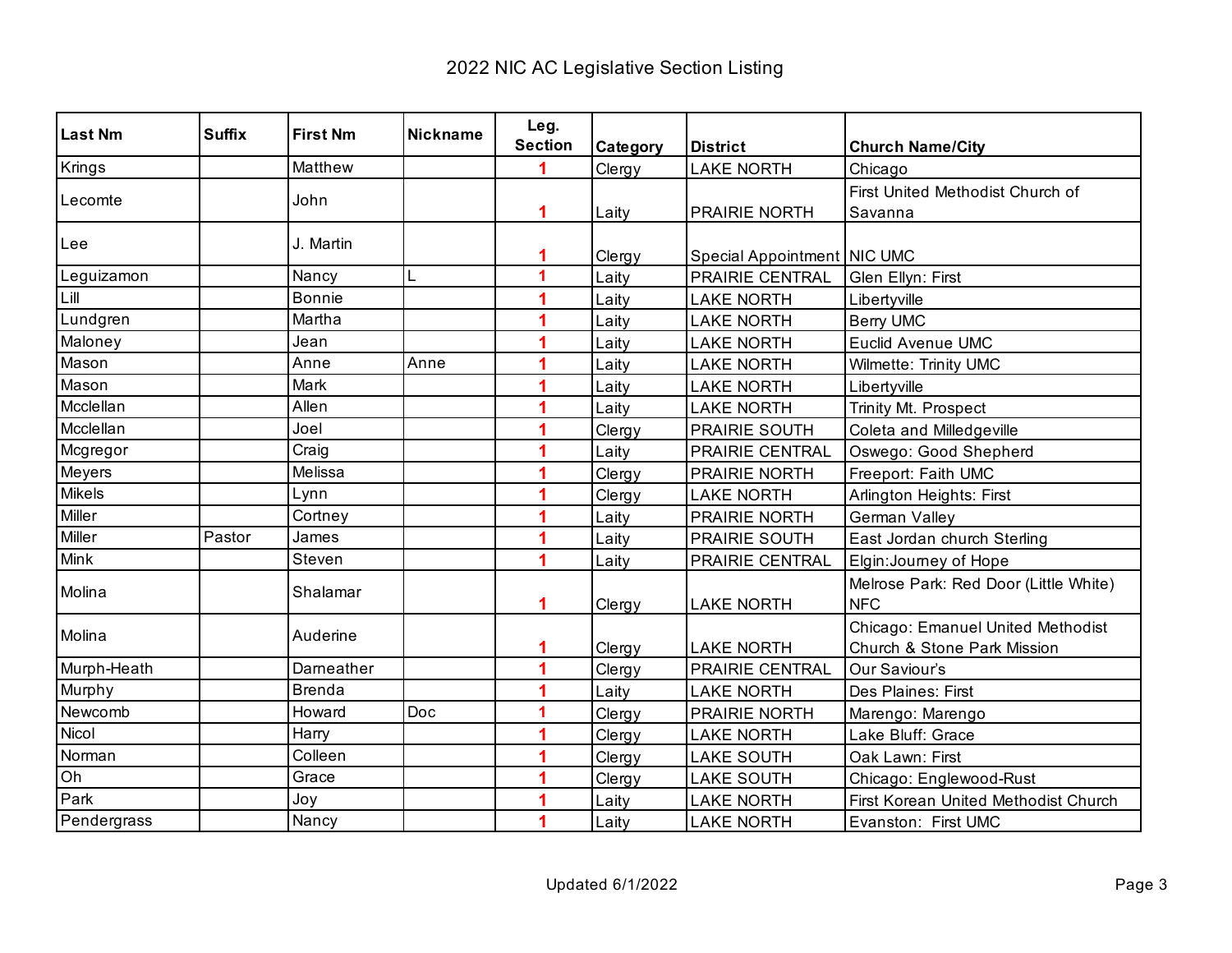# 2022 NIC AC Legislative Section Listing

| Last Nm | Suffix | First Nm | Nickname | Leg. Section | Category | District | Church Name/City |
|---|---|---|---|---|---|---|---|
| Krings | | Matthew | | 1 | Clergy | LAKE NORTH | Chicago |
| Lecomte | | John | | 1 | Laity | PRAIRIE NORTH | First United Methodist Church of Savanna |
| Lee | | J. Martin | | 1 | Clergy | Special Appointment | NIC UMC |
| Leguizamon | | Nancy | L | 1 | Laity | PRAIRIE CENTRAL | Glen Ellyn: First |
| Lill | | Bonnie | | 1 | Laity | LAKE NORTH | Libertyville |
| Lundgren | | Martha | | 1 | Laity | LAKE NORTH | Berry UMC |
| Maloney | | Jean | | 1 | Laity | LAKE NORTH | Euclid Avenue UMC |
| Mason | | Anne | Anne | 1 | Laity | LAKE NORTH | Wilmette: Trinity UMC |
| Mason | | Mark | | 1 | Laity | LAKE NORTH | Libertyville |
| Mcclellan | | Allen | | 1 | Laity | LAKE NORTH | Trinity Mt. Prospect |
| Mcclellan | | Joel | | 1 | Clergy | PRAIRIE SOUTH | Coleta and Milledgeville |
| Mcgregor | | Craig | | 1 | Laity | PRAIRIE CENTRAL | Oswego: Good Shepherd |
| Meyers | | Melissa | | 1 | Clergy | PRAIRIE NORTH | Freeport: Faith UMC |
| Mikels | | Lynn | | 1 | Clergy | LAKE NORTH | Arlington Heights: First |
| Miller | | Cortney | | 1 | Laity | PRAIRIE NORTH | German Valley |
| Miller | Pastor | James | | 1 | Laity | PRAIRIE SOUTH | East Jordan church Sterling |
| Mink | | Steven | | 1 | Laity | PRAIRIE CENTRAL | Elgin:Journey of Hope |
| Molina | | Shalamar | | 1 | Clergy | LAKE NORTH | Melrose Park: Red Door (Little White) NFC |
| Molina | | Auderine | | 1 | Clergy | LAKE NORTH | Chicago: Emanuel United Methodist Church & Stone Park Mission |
| Murph-Heath | | Darneather | | 1 | Clergy | PRAIRIE CENTRAL | Our Saviour's |
| Murphy | | Brenda | | 1 | Laity | LAKE NORTH | Des Plaines: First |
| Newcomb | | Howard | Doc | 1 | Clergy | PRAIRIE NORTH | Marengo: Marengo |
| Nicol | | Harry | | 1 | Clergy | LAKE NORTH | Lake Bluff: Grace |
| Norman | | Colleen | | 1 | Clergy | LAKE SOUTH | Oak Lawn: First |
| Oh | | Grace | | 1 | Clergy | LAKE SOUTH | Chicago: Englewood-Rust |
| Park | | Joy | | 1 | Laity | LAKE NORTH | First Korean United Methodist Church |
| Pendergrass | | Nancy | | 1 | Laity | LAKE NORTH | Evanston: First UMC |

Updated 6/1/2022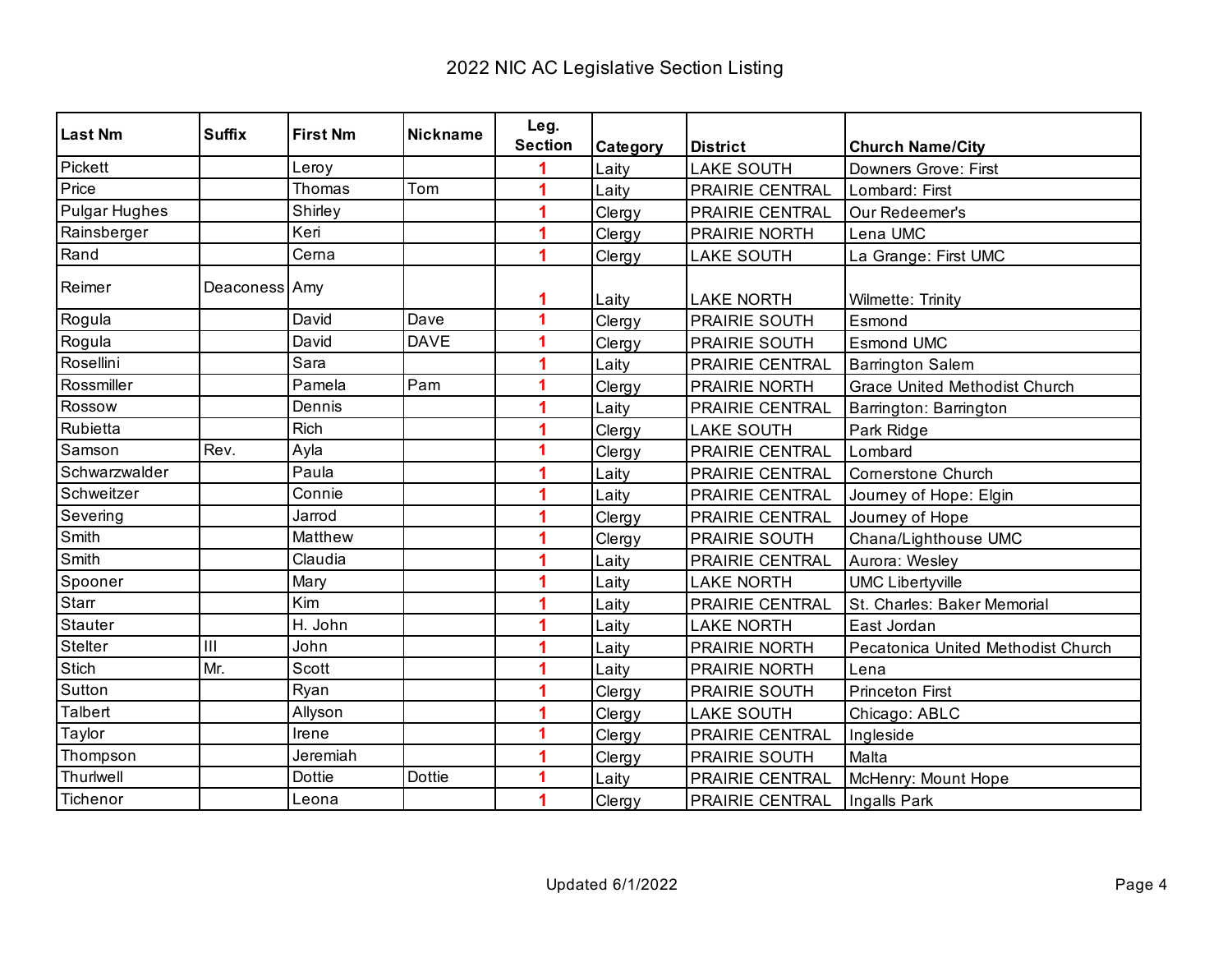# 2022 NIC AC Legislative Section Listing

| Last Nm | Suffix | First Nm | Nickname | Leg. Section | Category | District | Church Name/City |
|---|---|---|---|---|---|---|---|
| Pickett | | Leroy | | 1 | Laity | LAKE SOUTH | Downers Grove: First |
| Price | | Thomas | Tom | 1 | Laity | PRAIRIE CENTRAL | Lombard: First |
| Pulgar Hughes | | Shirley | | 1 | Clergy | PRAIRIE CENTRAL | Our Redeemer's |
| Rainsberger | | Keri | | 1 | Clergy | PRAIRIE NORTH | Lena UMC |
| Rand | | Cerna | | 1 | Clergy | LAKE SOUTH | La Grange: First UMC |
| Reimer | Deaconess | Amy | | 1 | Laity | LAKE NORTH | Wilmette: Trinity |
| Rogula | | David | Dave | 1 | Clergy | PRAIRIE SOUTH | Esmond |
| Rogula | | David | DAVE | 1 | Clergy | PRAIRIE SOUTH | Esmond UMC |
| Rosellini | | Sara | | 1 | Laity | PRAIRIE CENTRAL | Barrington Salem |
| Rossmiller | | Pamela | Pam | 1 | Clergy | PRAIRIE NORTH | Grace United Methodist Church |
| Rossow | | Dennis | | 1 | Laity | PRAIRIE CENTRAL | Barrington: Barrington |
| Rubietta | | Rich | | 1 | Clergy | LAKE SOUTH | Park Ridge |
| Samson | Rev. | Ayla | | 1 | Clergy | PRAIRIE CENTRAL | Lombard |
| Schwarzwalder | | Paula | | 1 | Laity | PRAIRIE CENTRAL | Cornerstone Church |
| Schweitzer | | Connie | | 1 | Laity | PRAIRIE CENTRAL | Journey of Hope: Elgin |
| Severing | | Jarrod | | 1 | Clergy | PRAIRIE CENTRAL | Journey of Hope |
| Smith | | Matthew | | 1 | Clergy | PRAIRIE SOUTH | Chana/Lighthouse UMC |
| Smith | | Claudia | | 1 | Laity | PRAIRIE CENTRAL | Aurora: Wesley |
| Spooner | | Mary | | 1 | Laity | LAKE NORTH | UMC Libertyville |
| Starr | | Kim | | 1 | Laity | PRAIRIE CENTRAL | St. Charles: Baker Memorial |
| Stauter | | H. John | | 1 | Laity | LAKE NORTH | East Jordan |
| Stelter | III | John | | 1 | Laity | PRAIRIE NORTH | Pecatonica United Methodist Church |
| Stich | Mr. | Scott | | 1 | Laity | PRAIRIE NORTH | Lena |
| Sutton | | Ryan | | 1 | Clergy | PRAIRIE SOUTH | Princeton First |
| Talbert | | Allyson | | 1 | Clergy | LAKE SOUTH | Chicago: ABLC |
| Taylor | | Irene | | 1 | Clergy | PRAIRIE CENTRAL | Ingleside |
| Thompson | | Jeremiah | | 1 | Clergy | PRAIRIE SOUTH | Malta |
| Thurlwell | | Dottie | Dottie | 1 | Laity | PRAIRIE CENTRAL | McHenry: Mount Hope |
| Tichenor | | Leona | | 1 | Clergy | PRAIRIE CENTRAL | Ingalls Park |

Updated 6/1/2022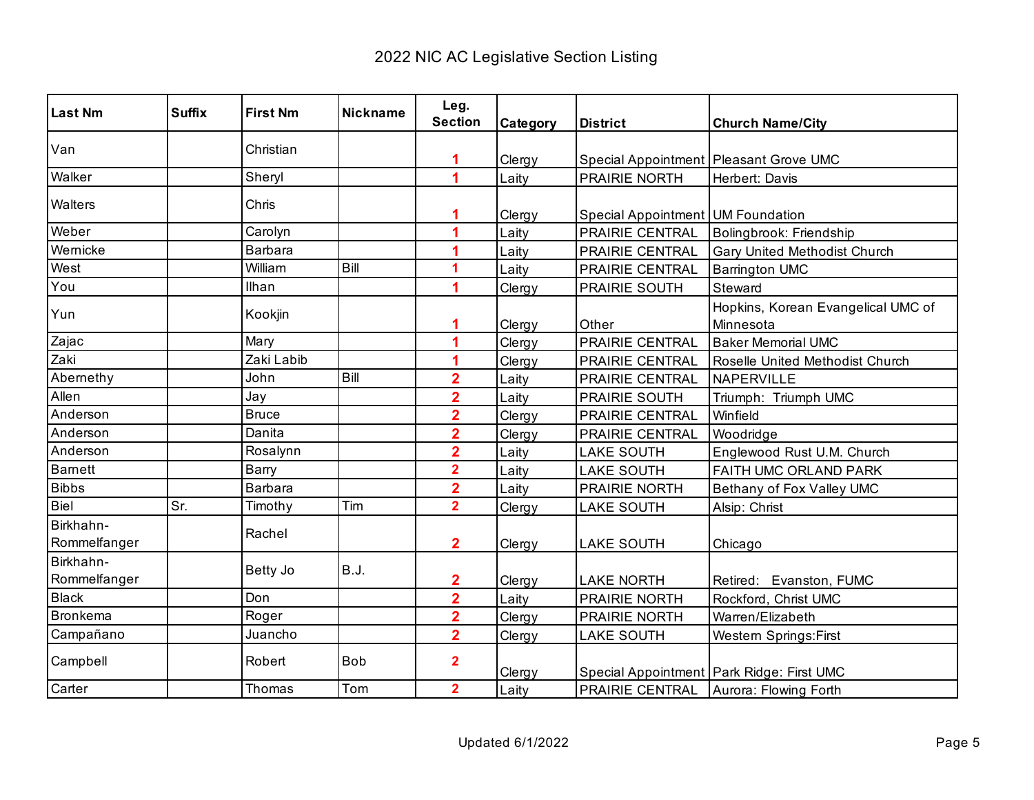# 2022 NIC AC Legislative Section Listing

| Last Nm | Suffix | First Nm | Nickname | Leg. Section | Category | District | Church Name/City |
|---|---|---|---|---|---|---|---|
| Van | | Christian | | 1 | Clergy | Special Appointment | Pleasant Grove UMC |
| Walker | | Sheryl | | 1 | Laity | PRAIRIE NORTH | Herbert: Davis |
| Walters | | Chris | | 1 | Clergy | Special Appointment | UM Foundation |
| Weber | | Carolyn | | 1 | Laity | PRAIRIE CENTRAL | Bolingbrook: Friendship |
| Wernicke | | Barbara | | 1 | Laity | PRAIRIE CENTRAL | Gary United Methodist Church |
| West | | William | Bill | 1 | Laity | PRAIRIE CENTRAL | Barrington UMC |
| You | | Ilhan | | 1 | Clergy | PRAIRIE SOUTH | Steward |
| Yun | | Kookjin | | 1 | Clergy | Other | Hopkins, Korean Evangelical UMC of Minnesota |
| Zajac | | Mary | | 1 | Clergy | PRAIRIE CENTRAL | Baker Memorial UMC |
| Zaki | | Zaki Labib | | 1 | Clergy | PRAIRIE CENTRAL | Roselle United Methodist Church |
| Abernethy | | John | Bill | 2 | Laity | PRAIRIE CENTRAL | NAPERVILLE |
| Allen | | Jay | | 2 | Laity | PRAIRIE SOUTH | Triumph: Triumph UMC |
| Anderson | | Bruce | | 2 | Clergy | PRAIRIE CENTRAL | Winfield |
| Anderson | | Danita | | 2 | Clergy | PRAIRIE CENTRAL | Woodridge |
| Anderson | | Rosalynn | | 2 | Laity | LAKE SOUTH | Englewood Rust U.M. Church |
| Barnett | | Barry | | 2 | Laity | LAKE SOUTH | FAITH UMC ORLAND PARK |
| Bibbs | | Barbara | | 2 | Laity | PRAIRIE NORTH | Bethany of Fox Valley UMC |
| Biel | Sr. | Timothy | Tim | 2 | Clergy | LAKE SOUTH | Alsip: Christ |
| Birkhahn-Rommelfanger | | Rachel | | 2 | Clergy | LAKE SOUTH | Chicago |
| Birkhahn-Rommelfanger | | Betty Jo | B.J. | 2 | Clergy | LAKE NORTH | Retired: Evanston, FUMC |
| Black | | Don | | 2 | Laity | PRAIRIE NORTH | Rockford, Christ UMC |
| Bronkema | | Roger | | 2 | Clergy | PRAIRIE NORTH | Warren/Elizabeth |
| Campañano | | Juancho | | 2 | Clergy | LAKE SOUTH | Western Springs:First |
| Campbell | | Robert | Bob | 2 | Clergy | Special Appointment | Park Ridge: First UMC |
| Carter | | Thomas | Tom | 2 | Laity | PRAIRIE CENTRAL | Aurora: Flowing Forth |

Updated 6/1/2022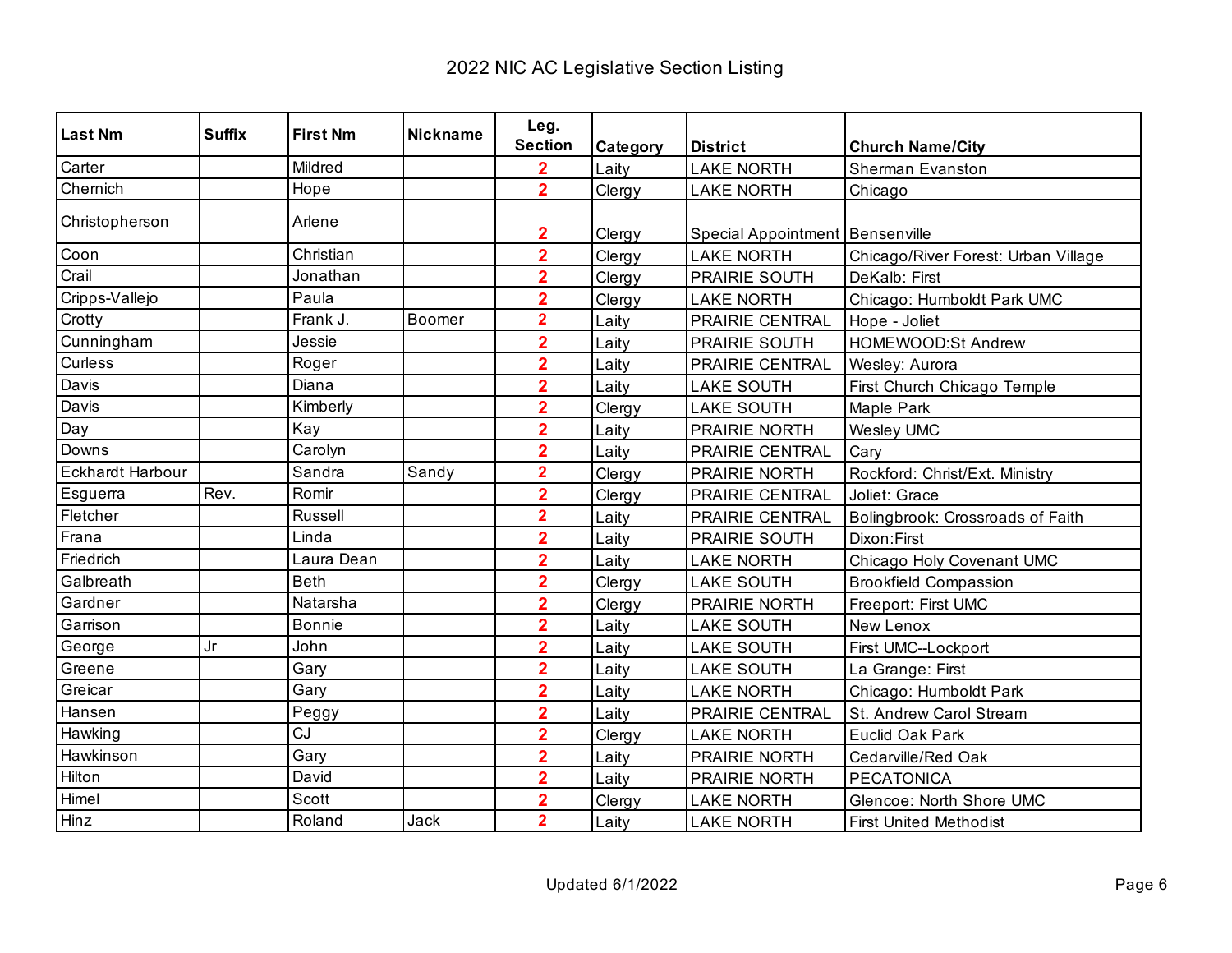# 2022 NIC AC Legislative Section Listing

| Last Nm | Suffix | First Nm | Nickname | Leg. Section | Category | District | Church Name/City |
|---|---|---|---|---|---|---|---|
| Carter | | Mildred | | 2 | Laity | LAKE NORTH | Sherman Evanston |
| Chernich | | Hope | | 2 | Clergy | LAKE NORTH | Chicago |
| Christopherson | | Arlene | | 2 | Clergy | Special Appointment | Bensenville |
| Coon | | Christian | | 2 | Clergy | LAKE NORTH | Chicago/River Forest: Urban Village |
| Crail | | Jonathan | | 2 | Clergy | PRAIRIE SOUTH | DeKalb: First |
| Cripps-Vallejo | | Paula | | 2 | Clergy | LAKE NORTH | Chicago: Humboldt Park UMC |
| Crotty | | Frank J. | Boomer | 2 | Laity | PRAIRIE CENTRAL | Hope - Joliet |
| Cunningham | | Jessie | | 2 | Laity | PRAIRIE SOUTH | HOMEWOOD:St Andrew |
| Curless | | Roger | | 2 | Laity | PRAIRIE CENTRAL | Wesley: Aurora |
| Davis | | Diana | | 2 | Laity | LAKE SOUTH | First Church Chicago Temple |
| Davis | | Kimberly | | 2 | Clergy | LAKE SOUTH | Maple Park |
| Day | | Kay | | 2 | Laity | PRAIRIE NORTH | Wesley UMC |
| Downs | | Carolyn | | 2 | Laity | PRAIRIE CENTRAL | Cary |
| Eckhardt Harbour | | Sandra | Sandy | 2 | Clergy | PRAIRIE NORTH | Rockford: Christ/Ext. Ministry |
| Esguerra | Rev. | Romir | | 2 | Clergy | PRAIRIE CENTRAL | Joliet: Grace |
| Fletcher | | Russell | | 2 | Laity | PRAIRIE CENTRAL | Bolingbrook: Crossroads of Faith |
| Frana | | Linda | | 2 | Laity | PRAIRIE SOUTH | Dixon:First |
| Friedrich | | Laura Dean | | 2 | Laity | LAKE NORTH | Chicago Holy Covenant UMC |
| Galbreath | | Beth | | 2 | Clergy | LAKE SOUTH | Brookfield Compassion |
| Gardner | | Natarsha | | 2 | Clergy | PRAIRIE NORTH | Freeport: First UMC |
| Garrison | | Bonnie | | 2 | Laity | LAKE SOUTH | New Lenox |
| George | Jr | John | | 2 | Laity | LAKE SOUTH | First UMC--Lockport |
| Greene | | Gary | | 2 | Laity | LAKE SOUTH | La Grange: First |
| Greicar | | Gary | | 2 | Laity | LAKE NORTH | Chicago: Humboldt Park |
| Hansen | | Peggy | | 2 | Laity | PRAIRIE CENTRAL | St. Andrew Carol Stream |
| Hawking | | CJ | | 2 | Clergy | LAKE NORTH | Euclid Oak Park |
| Hawkinson | | Gary | | 2 | Laity | PRAIRIE NORTH | Cedarville/Red Oak |
| Hilton | | David | | 2 | Laity | PRAIRIE NORTH | PECATONICA |
| Himel | | Scott | | 2 | Clergy | LAKE NORTH | Glencoe: North Shore UMC |
| Hinz | | Roland | Jack | 2 | Laity | LAKE NORTH | First United Methodist |

Updated 6/1/2022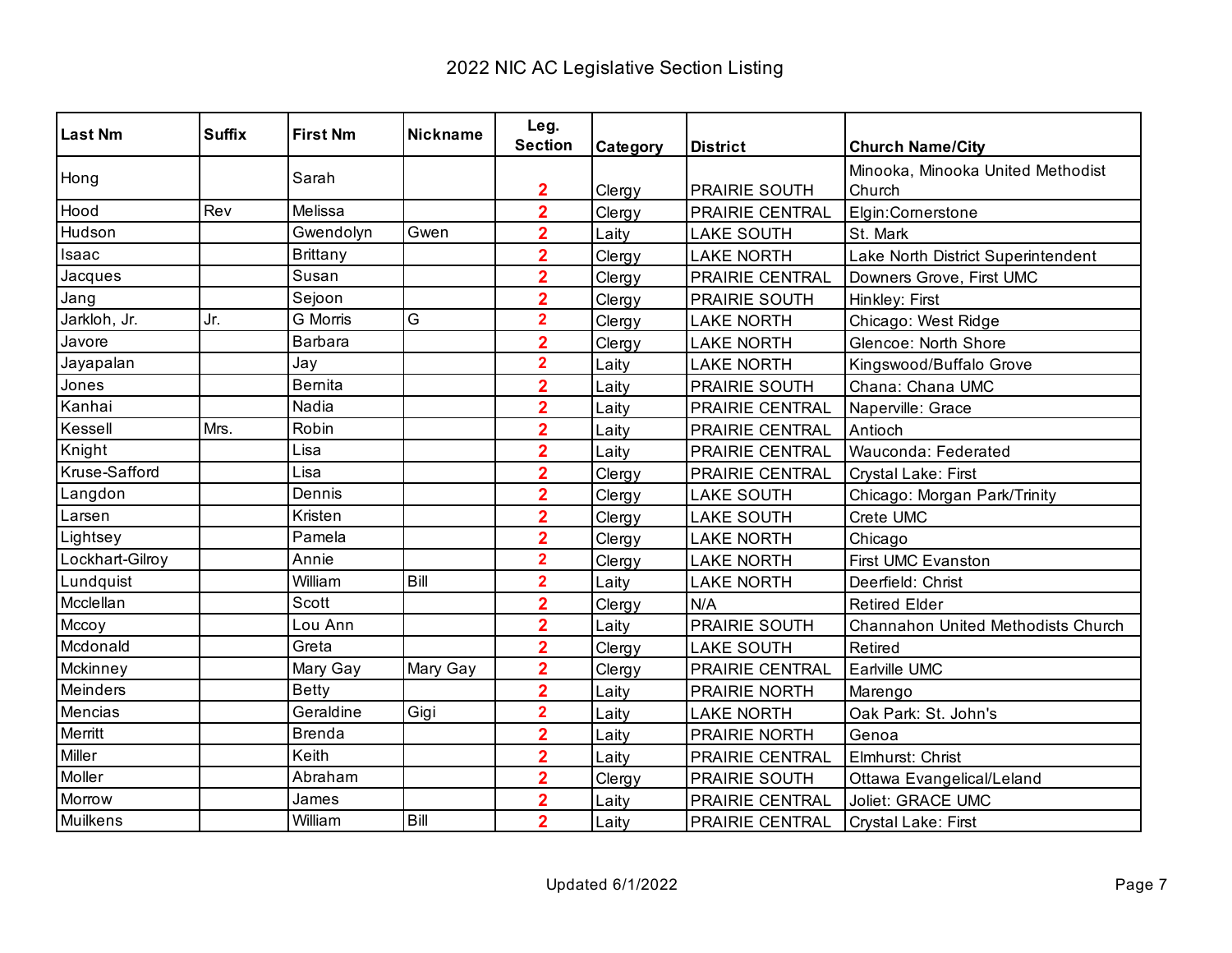# 2022 NIC AC Legislative Section Listing

| Last Nm | Suffix | First Nm | Nickname | Leg. Section | Category | District | Church Name/City |
|---|---|---|---|---|---|---|---|
| Hong | | Sarah | | 2 | Clergy | PRAIRIE SOUTH | Minooka, Minooka United Methodist Church |
| Hood | Rev | Melissa | | 2 | Clergy | PRAIRIE CENTRAL | Elgin:Cornerstone |
| Hudson | | Gwendolyn | Gwen | 2 | Laity | LAKE SOUTH | St. Mark |
| Isaac | | Brittany | | 2 | Clergy | LAKE NORTH | Lake North District Superintendent |
| Jacques | | Susan | | 2 | Clergy | PRAIRIE CENTRAL | Downers Grove, First UMC |
| Jang | | Sejoon | | 2 | Clergy | PRAIRIE SOUTH | Hinkley: First |
| Jarkloh, Jr. | Jr. | G Morris | G | 2 | Clergy | LAKE NORTH | Chicago: West Ridge |
| Javore | | Barbara | | 2 | Clergy | LAKE NORTH | Glencoe: North Shore |
| Jayapalan | | Jay | | 2 | Laity | LAKE NORTH | Kingswood/Buffalo Grove |
| Jones | | Bernita | | 2 | Laity | PRAIRIE SOUTH | Chana: Chana UMC |
| Kanhai | | Nadia | | 2 | Laity | PRAIRIE CENTRAL | Naperville: Grace |
| Kessell | Mrs. | Robin | | 2 | Laity | PRAIRIE CENTRAL | Antioch |
| Knight | | Lisa | | 2 | Laity | PRAIRIE CENTRAL | Wauconda: Federated |
| Kruse-Safford | | Lisa | | 2 | Clergy | PRAIRIE CENTRAL | Crystal Lake: First |
| Langdon | | Dennis | | 2 | Clergy | LAKE SOUTH | Chicago: Morgan Park/Trinity |
| Larsen | | Kristen | | 2 | Clergy | LAKE SOUTH | Crete UMC |
| Lightsey | | Pamela | | 2 | Clergy | LAKE NORTH | Chicago |
| Lockhart-Gilroy | | Annie | | 2 | Clergy | LAKE NORTH | First UMC Evanston |
| Lundquist | | William | Bill | 2 | Laity | LAKE NORTH | Deerfield: Christ |
| Mcclellan | | Scott | | 2 | Clergy | N/A | Retired Elder |
| Mccoy | | Lou Ann | | 2 | Laity | PRAIRIE SOUTH | Channahon United Methodists Church |
| Mcdonald | | Greta | | 2 | Clergy | LAKE SOUTH | Retired |
| Mckinney | | Mary Gay | Mary Gay | 2 | Clergy | PRAIRIE CENTRAL | Earlville UMC |
| Meinders | | Betty | | 2 | Laity | PRAIRIE NORTH | Marengo |
| Mencias | | Geraldine | Gigi | 2 | Laity | LAKE NORTH | Oak Park: St. John's |
| Merritt | | Brenda | | 2 | Laity | PRAIRIE NORTH | Genoa |
| Miller | | Keith | | 2 | Laity | PRAIRIE CENTRAL | Elmhurst: Christ |
| Moller | | Abraham | | 2 | Clergy | PRAIRIE SOUTH | Ottawa Evangelical/Leland |
| Morrow | | James | | 2 | Laity | PRAIRIE CENTRAL | Joliet: GRACE UMC |
| Muilkens | | William | Bill | 2 | Laity | PRAIRIE CENTRAL | Crystal Lake: First |

Updated 6/1/2022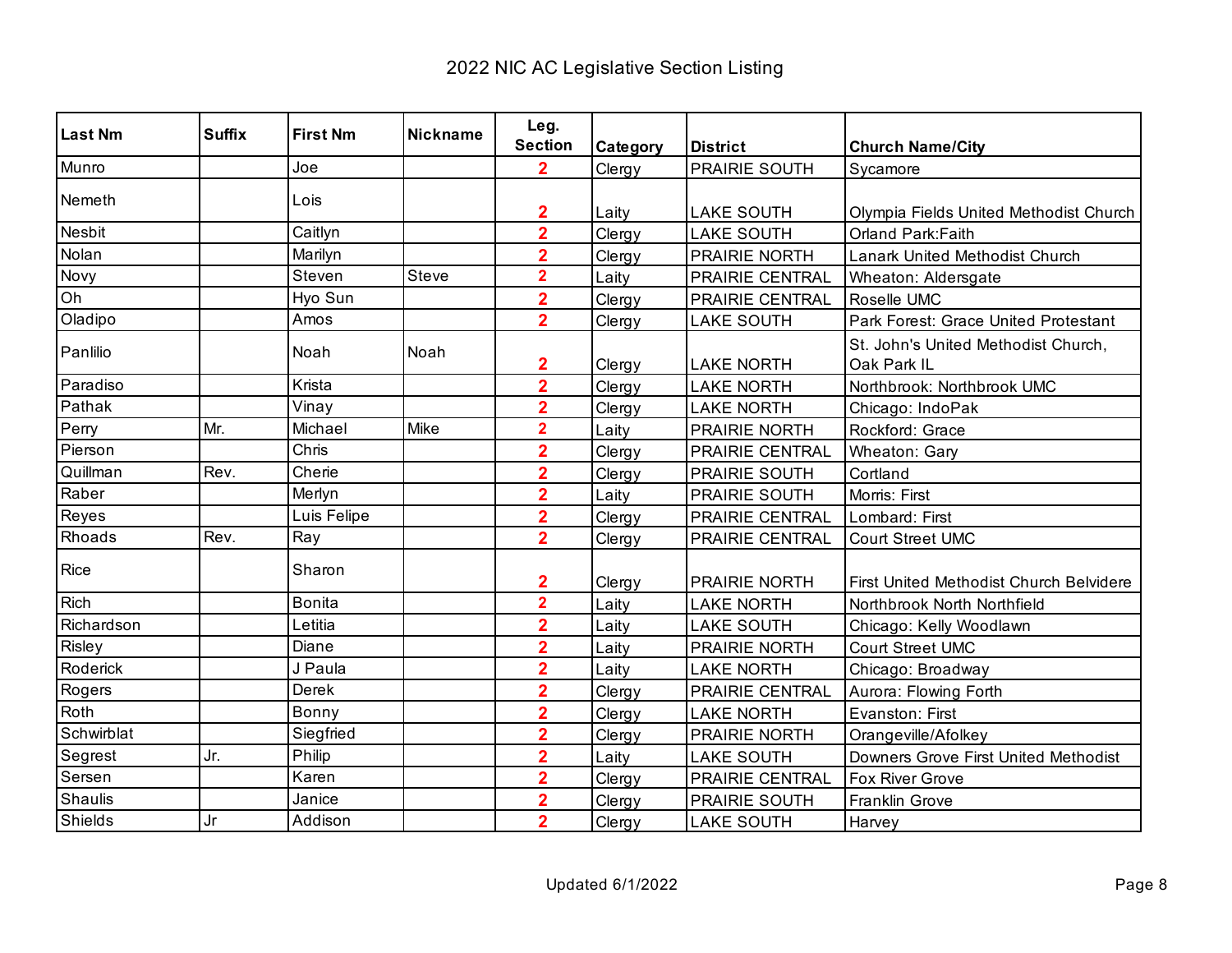# 2022 NIC AC Legislative Section Listing

| Last Nm | Suffix | First Nm | Nickname | Leg. Section | Category | District | Church Name/City |
|---|---|---|---|---|---|---|---|
| Munro | | Joe | | 2 | Clergy | PRAIRIE SOUTH | Sycamore |
| Nemeth | | Lois | | 2 | Laity | LAKE SOUTH | Olympia Fields United Methodist Church |
| Nesbit | | Caitlyn | | 2 | Clergy | LAKE SOUTH | Orland Park:Faith |
| Nolan | | Marilyn | | 2 | Clergy | PRAIRIE NORTH | Lanark United Methodist Church |
| Novy | | Steven | Steve | 2 | Laity | PRAIRIE CENTRAL | Wheaton: Aldersgate |
| Oh | | Hyo Sun | | 2 | Clergy | PRAIRIE CENTRAL | Roselle UMC |
| Oladipo | | Amos | | 2 | Clergy | LAKE SOUTH | Park Forest: Grace United Protestant |
| Panlilio | | Noah | Noah | 2 | Clergy | LAKE NORTH | St. John's United Methodist Church, Oak Park IL |
| Paradiso | | Krista | | 2 | Clergy | LAKE NORTH | Northbrook: Northbrook UMC |
| Pathak | | Vinay | | 2 | Clergy | LAKE NORTH | Chicago: IndoPak |
| Perry | Mr. | Michael | Mike | 2 | Laity | PRAIRIE NORTH | Rockford: Grace |
| Pierson | | Chris | | 2 | Clergy | PRAIRIE CENTRAL | Wheaton: Gary |
| Quillman | Rev. | Cherie | | 2 | Clergy | PRAIRIE SOUTH | Cortland |
| Raber | | Merlyn | | 2 | Laity | PRAIRIE SOUTH | Morris: First |
| Reyes | | Luis Felipe | | 2 | Clergy | PRAIRIE CENTRAL | Lombard: First |
| Rhoads | Rev. | Ray | | 2 | Clergy | PRAIRIE CENTRAL | Court Street UMC |
| Rice | | Sharon | | 2 | Clergy | PRAIRIE NORTH | First United Methodist Church Belvidere |
| Rich | | Bonita | | 2 | Laity | LAKE NORTH | Northbrook North Northfield |
| Richardson | | Letitia | | 2 | Laity | LAKE SOUTH | Chicago: Kelly Woodlawn |
| Risley | | Diane | | 2 | Laity | PRAIRIE NORTH | Court Street UMC |
| Roderick | | J Paula | | 2 | Laity | LAKE NORTH | Chicago: Broadway |
| Rogers | | Derek | | 2 | Clergy | PRAIRIE CENTRAL | Aurora: Flowing Forth |
| Roth | | Bonny | | 2 | Clergy | LAKE NORTH | Evanston: First |
| Schwirblat | | Siegfried | | 2 | Clergy | PRAIRIE NORTH | Orangeville/Afolkey |
| Segrest | Jr. | Philip | | 2 | Laity | LAKE SOUTH | Downers Grove First United Methodist |
| Sersen | | Karen | | 2 | Clergy | PRAIRIE CENTRAL | Fox River Grove |
| Shaulis | | Janice | | 2 | Clergy | PRAIRIE SOUTH | Franklin Grove |
| Shields | Jr | Addison | | 2 | Clergy | LAKE SOUTH | Harvey |

Updated 6/1/2022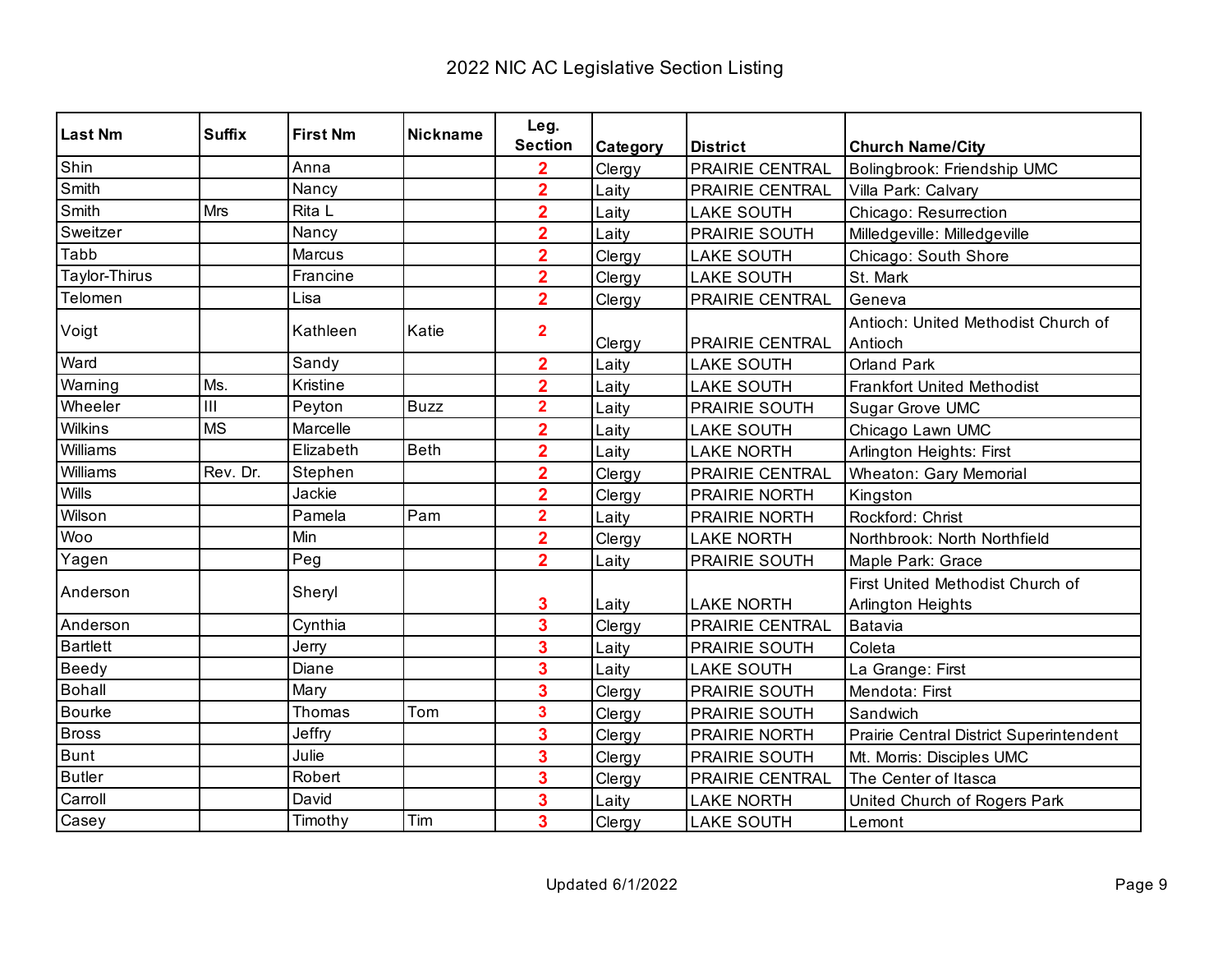# 2022 NIC AC Legislative Section Listing

| Last Nm | Suffix | First Nm | Nickname | Leg. Section | Category | District | Church Name/City |
|---|---|---|---|---|---|---|---|
| Shin | | Anna | | 2 | Clergy | PRAIRIE CENTRAL | Bolingbrook: Friendship UMC |
| Smith | | Nancy | | 2 | Laity | PRAIRIE CENTRAL | Villa Park: Calvary |
| Smith | Mrs | Rita L | | 2 | Laity | LAKE SOUTH | Chicago: Resurrection |
| Sweitzer | | Nancy | | 2 | Laity | PRAIRIE SOUTH | Milledgeville: Milledgeville |
| Tabb | | Marcus | | 2 | Clergy | LAKE SOUTH | Chicago: South Shore |
| Taylor-Thirus | | Francine | | 2 | Clergy | LAKE SOUTH | St. Mark |
| Telomen | | Lisa | | 2 | Clergy | PRAIRIE CENTRAL | Geneva |
| Voigt | | Kathleen | Katie | 2 | Clergy | PRAIRIE CENTRAL | Antioch: United Methodist Church of Antioch |
| Ward | | Sandy | | 2 | Laity | LAKE SOUTH | Orland Park |
| Warning | Ms. | Kristine | | 2 | Laity | LAKE SOUTH | Frankfort United Methodist |
| Wheeler | III | Peyton | Buzz | 2 | Laity | PRAIRIE SOUTH | Sugar Grove UMC |
| Wilkins | MS | Marcelle | | 2 | Laity | LAKE SOUTH | Chicago Lawn UMC |
| Williams | | Elizabeth | Beth | 2 | Laity | LAKE NORTH | Arlington Heights: First |
| Williams | Rev. Dr. | Stephen | | 2 | Clergy | PRAIRIE CENTRAL | Wheaton: Gary Memorial |
| Wills | | Jackie | | 2 | Clergy | PRAIRIE NORTH | Kingston |
| Wilson | | Pamela | Pam | 2 | Laity | PRAIRIE NORTH | Rockford: Christ |
| Woo | | Min | | 2 | Clergy | LAKE NORTH | Northbrook: North Northfield |
| Yagen | | Peg | | 2 | Laity | PRAIRIE SOUTH | Maple Park: Grace |
| Anderson | | Sheryl | | 3 | Laity | LAKE NORTH | First United Methodist Church of Arlington Heights |
| Anderson | | Cynthia | | 3 | Clergy | PRAIRIE CENTRAL | Batavia |
| Bartlett | | Jerry | | 3 | Laity | PRAIRIE SOUTH | Coleta |
| Beedy | | Diane | | 3 | Laity | LAKE SOUTH | La Grange: First |
| Bohall | | Mary | | 3 | Clergy | PRAIRIE SOUTH | Mendota: First |
| Bourke | | Thomas | Tom | 3 | Clergy | PRAIRIE SOUTH | Sandwich |
| Bross | | Jeffry | | 3 | Clergy | PRAIRIE NORTH | Prairie Central District Superintendent |
| Bunt | | Julie | | 3 | Clergy | PRAIRIE SOUTH | Mt. Morris: Disciples UMC |
| Butler | | Robert | | 3 | Clergy | PRAIRIE CENTRAL | The Center of Itasca |
| Carroll | | David | | 3 | Laity | LAKE NORTH | United Church of Rogers Park |
| Casey | | Timothy | Tim | 3 | Clergy | LAKE SOUTH | Lemont |

Updated 6/1/2022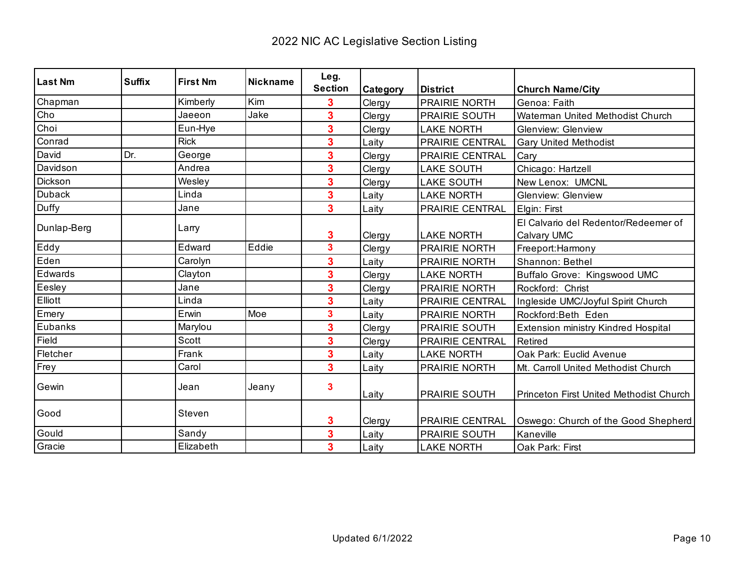# 2022 NIC AC Legislative Section Listing

| Last Nm | Suffix | First Nm | Nickname | Leg. Section | Category | District | Church Name/City |
|---|---|---|---|---|---|---|---|
| Chapman | | Kimberly | Kim | 3 | Clergy | PRAIRIE NORTH | Genoa: Faith |
| Cho | | Jaeeon | Jake | 3 | Clergy | PRAIRIE SOUTH | Waterman United Methodist Church |
| Choi | | Eun-Hye | | 3 | Clergy | LAKE NORTH | Glenview: Glenview |
| Conrad | | Rick | | 3 | Laity | PRAIRIE CENTRAL | Gary United Methodist |
| David | Dr. | George | | 3 | Clergy | PRAIRIE CENTRAL | Cary |
| Davidson | | Andrea | | 3 | Clergy | LAKE SOUTH | Chicago: Hartzell |
| Dickson | | Wesley | | 3 | Clergy | LAKE SOUTH | New Lenox: UMCNL |
| Duback | | Linda | | 3 | Laity | LAKE NORTH | Glenview: Glenview |
| Duffy | | Jane | | 3 | Laity | PRAIRIE CENTRAL | Elgin: First |
| Dunlap-Berg | | Larry | | 3 | Clergy | LAKE NORTH | El Calvario del Redentor/Redeemer of Calvary UMC |
| Eddy | | Edward | Eddie | 3 | Clergy | PRAIRIE NORTH | Freeport:Harmony |
| Eden | | Carolyn | | 3 | Laity | PRAIRIE NORTH | Shannon: Bethel |
| Edwards | | Clayton | | 3 | Clergy | LAKE NORTH | Buffalo Grove: Kingswood UMC |
| Eesley | | Jane | | 3 | Clergy | PRAIRIE NORTH | Rockford: Christ |
| Elliott | | Linda | | 3 | Laity | PRAIRIE CENTRAL | Ingleside UMC/Joyful Spirit Church |
| Emery | | Erwin | Moe | 3 | Laity | PRAIRIE NORTH | Rockford:Beth Eden |
| Eubanks | | Marylou | | 3 | Clergy | PRAIRIE SOUTH | Extension ministry Kindred Hospital |
| Field | | Scott | | 3 | Clergy | PRAIRIE CENTRAL | Retired |
| Fletcher | | Frank | | 3 | Laity | LAKE NORTH | Oak Park: Euclid Avenue |
| Frey | | Carol | | 3 | Laity | PRAIRIE NORTH | Mt. Carroll United Methodist Church |
| Gewin | | Jean | Jeany | 3 | Laity | PRAIRIE SOUTH | Princeton First United Methodist Church |
| Good | | Steven | | 3 | Clergy | PRAIRIE CENTRAL | Oswego: Church of the Good Shepherd |
| Gould | | Sandy | | 3 | Laity | PRAIRIE SOUTH | Kaneville |
| Gracie | | Elizabeth | | 3 | Laity | LAKE NORTH | Oak Park: First |

Updated 6/1/2022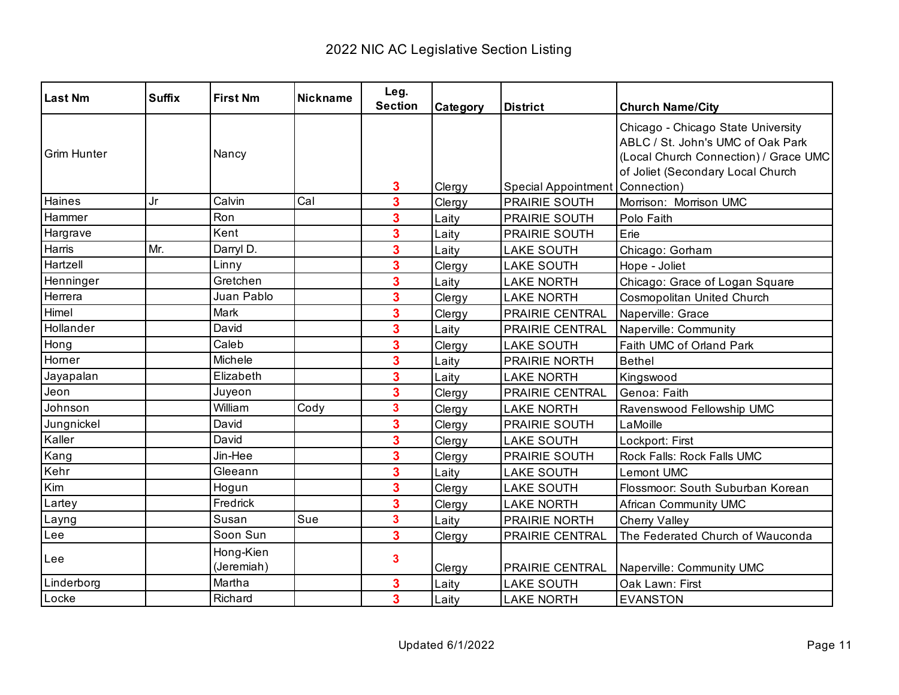# 2022 NIC AC Legislative Section Listing

| Last Nm | Suffix | First Nm | Nickname | Leg. Section | Category | District | Church Name/City |
|---|---|---|---|---|---|---|---|
| Grim Hunter | | Nancy | | 3 | Clergy | Special Appointment | Chicago - Chicago State University ABLC / St. John's UMC of Oak Park (Local Church Connection) / Grace UMC of Joliet (Secondary Local Church Connection) |
| Haines | Jr | Calvin | Cal | 3 | Clergy | PRAIRIE SOUTH | Morrison: Morrison UMC |
| Hammer | | Ron | | 3 | Laity | PRAIRIE SOUTH | Polo Faith |
| Hargrave | | Kent | | 3 | Laity | PRAIRIE SOUTH | Erie |
| Harris | Mr. | Darryl D. | | 3 | Laity | LAKE SOUTH | Chicago: Gorham |
| Hartzell | | Linny | | 3 | Clergy | LAKE SOUTH | Hope - Joliet |
| Henninger | | Gretchen | | 3 | Laity | LAKE NORTH | Chicago: Grace of Logan Square |
| Herrera | | Juan Pablo | | 3 | Clergy | LAKE NORTH | Cosmopolitan United Church |
| Himel | | Mark | | 3 | Clergy | PRAIRIE CENTRAL | Naperville: Grace |
| Hollander | | David | | 3 | Laity | PRAIRIE CENTRAL | Naperville: Community |
| Hong | | Caleb | | 3 | Clergy | LAKE SOUTH | Faith UMC of Orland Park |
| Horner | | Michele | | 3 | Laity | PRAIRIE NORTH | Bethel |
| Jayapalan | | Elizabeth | | 3 | Laity | LAKE NORTH | Kingswood |
| Jeon | | Juyeon | | 3 | Clergy | PRAIRIE CENTRAL | Genoa: Faith |
| Johnson | | William | Cody | 3 | Clergy | LAKE NORTH | Ravenswood Fellowship UMC |
| Jungnickel | | David | | 3 | Clergy | PRAIRIE SOUTH | LaMoille |
| Kaller | | David | | 3 | Clergy | LAKE SOUTH | Lockport: First |
| Kang | | Jin-Hee | | 3 | Clergy | PRAIRIE SOUTH | Rock Falls: Rock Falls UMC |
| Kehr | | Gleeann | | 3 | Laity | LAKE SOUTH | Lemont UMC |
| Kim | | Hogun | | 3 | Clergy | LAKE SOUTH | Flossmoor: South Suburban Korean |
| Lartey | | Fredrick | | 3 | Clergy | LAKE NORTH | African Community UMC |
| Layng | | Susan | Sue | 3 | Laity | PRAIRIE NORTH | Cherry Valley |
| Lee | | Soon Sun | | 3 | Clergy | PRAIRIE CENTRAL | The Federated Church of Wauconda |
| Lee | | Hong-Kien (Jeremiah) | | 3 | Clergy | PRAIRIE CENTRAL | Naperville: Community UMC |
| Linderborg | | Martha | | 3 | Laity | LAKE SOUTH | Oak Lawn: First |
| Locke | | Richard | | 3 | Laity | LAKE NORTH | EVANSTON |

Updated 6/1/2022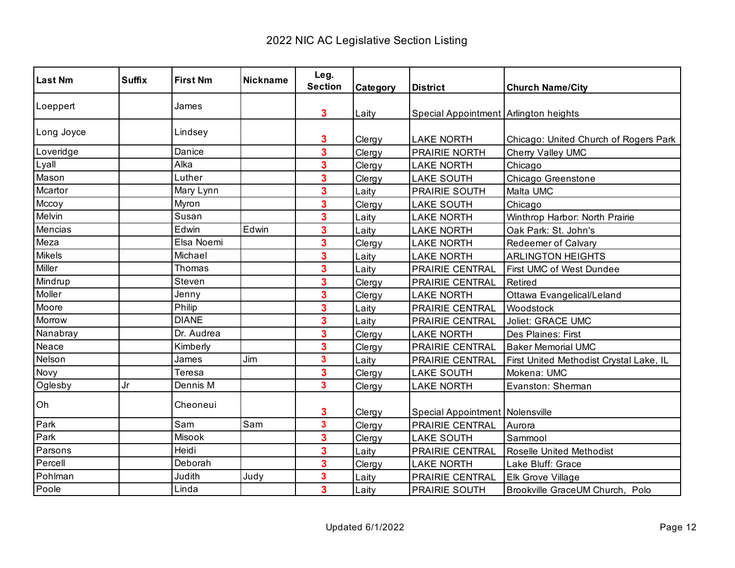# 2022 NIC AC Legislative Section Listing

| Last Nm | Suffix | First Nm | Nickname | Leg. Section | Category | District | Church Name/City |
|---|---|---|---|---|---|---|---|
| Loeppert | | James | | 3 | Laity | Special Appointment | Arlington heights |
| Long Joyce | | Lindsey | | 3 | Clergy | LAKE NORTH | Chicago: United Church of Rogers Park |
| Loveridge | | Danice | | 3 | Clergy | PRAIRIE NORTH | Cherry Valley UMC |
| Lyall | | Alka | | 3 | Clergy | LAKE NORTH | Chicago |
| Mason | | Luther | | 3 | Clergy | LAKE SOUTH | Chicago Greenstone |
| Mcartor | | Mary Lynn | | 3 | Laity | PRAIRIE SOUTH | Malta UMC |
| Mccoy | | Myron | | 3 | Clergy | LAKE SOUTH | Chicago |
| Melvin | | Susan | | 3 | Laity | LAKE NORTH | Winthrop Harbor: North Prairie |
| Mencias | | Edwin | Edwin | 3 | Laity | LAKE NORTH | Oak Park: St. John's |
| Meza | | Elsa Noemi | | 3 | Clergy | LAKE NORTH | Redeemer of Calvary |
| Mikels | | Michael | | 3 | Laity | LAKE NORTH | ARLINGTON HEIGHTS |
| Miller | | Thomas | | 3 | Laity | PRAIRIE CENTRAL | First UMC of West Dundee |
| Mindrup | | Steven | | 3 | Clergy | PRAIRIE CENTRAL | Retired |
| Moller | | Jenny | | 3 | Clergy | LAKE NORTH | Ottawa Evangelical/Leland |
| Moore | | Philip | | 3 | Laity | PRAIRIE CENTRAL | Woodstock |
| Morrow | | DIANE | | 3 | Laity | PRAIRIE CENTRAL | Joliet: GRACE UMC |
| Nanabray | | Dr. Audrea | | 3 | Clergy | LAKE NORTH | Des Plaines: First |
| Neace | | Kimberly | | 3 | Clergy | PRAIRIE CENTRAL | Baker Memorial UMC |
| Nelson | | James | Jim | 3 | Laity | PRAIRIE CENTRAL | First United Methodist Crystal Lake, IL |
| Novy | | Teresa | | 3 | Clergy | LAKE SOUTH | Mokena: UMC |
| Oglesby | Jr | Dennis M | | 3 | Clergy | LAKE NORTH | Evanston: Sherman |
| Oh | | Cheoneui | | 3 | Clergy | Special Appointment | Nolensville |
| Park | | Sam | Sam | 3 | Clergy | PRAIRIE CENTRAL | Aurora |
| Park | | Misook | | 3 | Clergy | LAKE SOUTH | Sammool |
| Parsons | | Heidi | | 3 | Laity | PRAIRIE CENTRAL | Roselle United Methodist |
| Percell | | Deborah | | 3 | Clergy | LAKE NORTH | Lake Bluff: Grace |
| Pohlman | | Judith | Judy | 3 | Laity | PRAIRIE CENTRAL | Elk Grove Village |
| Poole | | Linda | | 3 | Laity | PRAIRIE SOUTH | Brookville GraceUM Church, Polo |

Updated 6/1/2022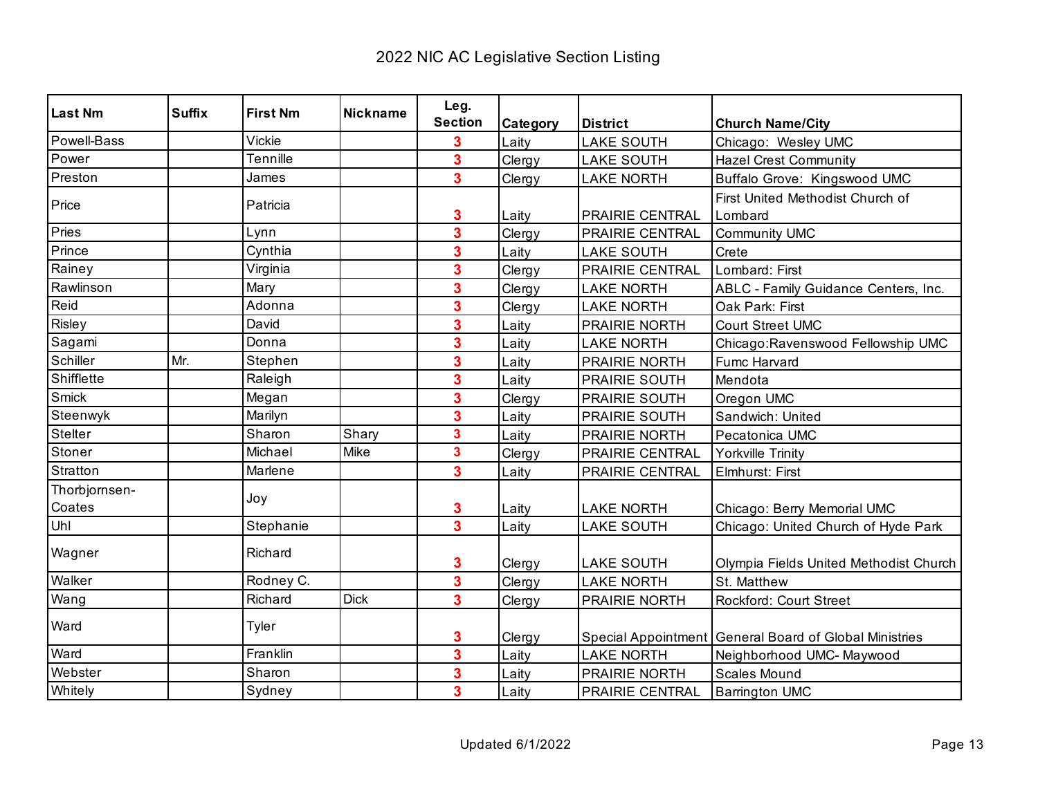# 2022 NIC AC Legislative Section Listing

| Last Nm | Suffix | First Nm | Nickname | Leg. Section | Category | District | Church Name/City |
|---|---|---|---|---|---|---|---|
| Powell-Bass | | Vickie | | 3 | Laity | LAKE SOUTH | Chicago: Wesley UMC |
| Power | | Tennille | | 3 | Clergy | LAKE SOUTH | Hazel Crest Community |
| Preston | | James | | 3 | Clergy | LAKE NORTH | Buffalo Grove: Kingswood UMC |
| Price | | Patricia | | 3 | Laity | PRAIRIE CENTRAL | First United Methodist Church of Lombard |
| Pries | | Lynn | | 3 | Clergy | PRAIRIE CENTRAL | Community UMC |
| Prince | | Cynthia | | 3 | Laity | LAKE SOUTH | Crete |
| Rainey | | Virginia | | 3 | Clergy | PRAIRIE CENTRAL | Lombard: First |
| Rawlinson | | Mary | | 3 | Clergy | LAKE NORTH | ABLC - Family Guidance Centers, Inc. |
| Reid | | Adonna | | 3 | Clergy | LAKE NORTH | Oak Park: First |
| Risley | | David | | 3 | Laity | PRAIRIE NORTH | Court Street UMC |
| Sagami | | Donna | | 3 | Laity | LAKE NORTH | Chicago:Ravenswood Fellowship UMC |
| Schiller | Mr. | Stephen | | 3 | Laity | PRAIRIE NORTH | Fumc Harvard |
| Shifflette | | Raleigh | | 3 | Laity | PRAIRIE SOUTH | Mendota |
| Smick | | Megan | | 3 | Clergy | PRAIRIE SOUTH | Oregon UMC |
| Steenwyk | | Marilyn | | 3 | Laity | PRAIRIE SOUTH | Sandwich: United |
| Stelter | | Sharon | Shary | 3 | Laity | PRAIRIE NORTH | Pecatonica UMC |
| Stoner | | Michael | Mike | 3 | Clergy | PRAIRIE CENTRAL | Yorkville Trinity |
| Stratton | | Marlene | | 3 | Laity | PRAIRIE CENTRAL | Elmhurst: First |
| Thorbjornsen-Coates | | Joy | | 3 | Laity | LAKE NORTH | Chicago: Berry Memorial UMC |
| Uhl | | Stephanie | | 3 | Laity | LAKE SOUTH | Chicago: United Church of Hyde Park |
| Wagner | | Richard | | 3 | Clergy | LAKE SOUTH | Olympia Fields United Methodist Church |
| Walker | | Rodney C. | | 3 | Clergy | LAKE NORTH | St. Matthew |
| Wang | | Richard | Dick | 3 | Clergy | PRAIRIE NORTH | Rockford: Court Street |
| Ward | | Tyler | | 3 | Clergy | Special Appointment | General Board of Global Ministries |
| Ward | | Franklin | | 3 | Laity | LAKE NORTH | Neighborhood UMC- Maywood |
| Webster | | Sharon | | 3 | Laity | PRAIRIE NORTH | Scales Mound |
| Whitely | | Sydney | | 3 | Laity | PRAIRIE CENTRAL | Barrington UMC |

Updated 6/1/2022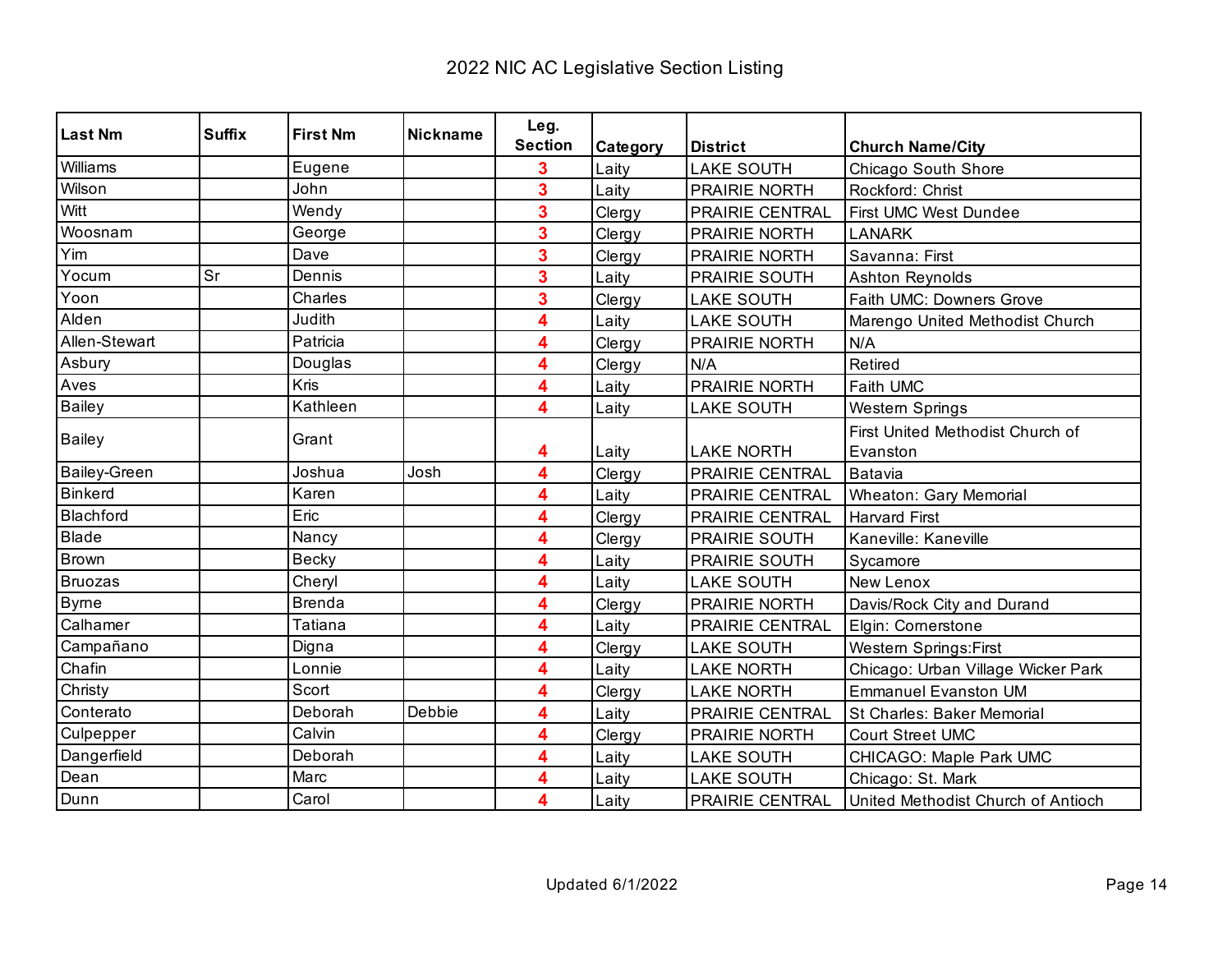# 2022 NIC AC Legislative Section Listing

| Last Nm | Suffix | First Nm | Nickname | Leg. Section | Category | District | Church Name/City |
|---|---|---|---|---|---|---|---|
| Williams | | Eugene | | 3 | Laity | LAKE SOUTH | Chicago South Shore |
| Wilson | | John | | 3 | Laity | PRAIRIE NORTH | Rockford: Christ |
| Witt | | Wendy | | 3 | Clergy | PRAIRIE CENTRAL | First UMC West Dundee |
| Woosnam | | George | | 3 | Clergy | PRAIRIE NORTH | LANARK |
| Yim | | Dave | | 3 | Clergy | PRAIRIE NORTH | Savanna: First |
| Yocum | Sr | Dennis | | 3 | Laity | PRAIRIE SOUTH | Ashton Reynolds |
| Yoon | | Charles | | 3 | Clergy | LAKE SOUTH | Faith UMC: Downers Grove |
| Alden | | Judith | | 4 | Laity | LAKE SOUTH | Marengo United Methodist Church |
| Allen-Stewart | | Patricia | | 4 | Clergy | PRAIRIE NORTH | N/A |
| Asbury | | Douglas | | 4 | Clergy | N/A | Retired |
| Aves | | Kris | | 4 | Laity | PRAIRIE NORTH | Faith UMC |
| Bailey | | Kathleen | | 4 | Laity | LAKE SOUTH | Western Springs |
| Bailey | | Grant | | 4 | Laity | LAKE NORTH | First United Methodist Church of Evanston |
| Bailey-Green | | Joshua | Josh | 4 | Clergy | PRAIRIE CENTRAL | Batavia |
| Binkerd | | Karen | | 4 | Laity | PRAIRIE CENTRAL | Wheaton: Gary Memorial |
| Blachford | | Eric | | 4 | Clergy | PRAIRIE CENTRAL | Harvard First |
| Blade | | Nancy | | 4 | Clergy | PRAIRIE SOUTH | Kaneville: Kaneville |
| Brown | | Becky | | 4 | Laity | PRAIRIE SOUTH | Sycamore |
| Bruozas | | Cheryl | | 4 | Laity | LAKE SOUTH | New Lenox |
| Byrne | | Brenda | | 4 | Clergy | PRAIRIE NORTH | Davis/Rock City and Durand |
| Calhamer | | Tatiana | | 4 | Laity | PRAIRIE CENTRAL | Elgin: Cornerstone |
| Campañano | | Digna | | 4 | Clergy | LAKE SOUTH | Western Springs:First |
| Chafin | | Lonnie | | 4 | Laity | LAKE NORTH | Chicago: Urban Village Wicker Park |
| Christy | | Scort | | 4 | Clergy | LAKE NORTH | Emmanuel Evanston UM |
| Conterato | | Deborah | Debbie | 4 | Laity | PRAIRIE CENTRAL | St Charles: Baker Memorial |
| Culpepper | | Calvin | | 4 | Clergy | PRAIRIE NORTH | Court Street UMC |
| Dangerfield | | Deborah | | 4 | Laity | LAKE SOUTH | CHICAGO: Maple Park UMC |
| Dean | | Marc | | 4 | Laity | LAKE SOUTH | Chicago: St. Mark |
| Dunn | | Carol | | 4 | Laity | PRAIRIE CENTRAL | United Methodist Church of Antioch |

Updated 6/1/2022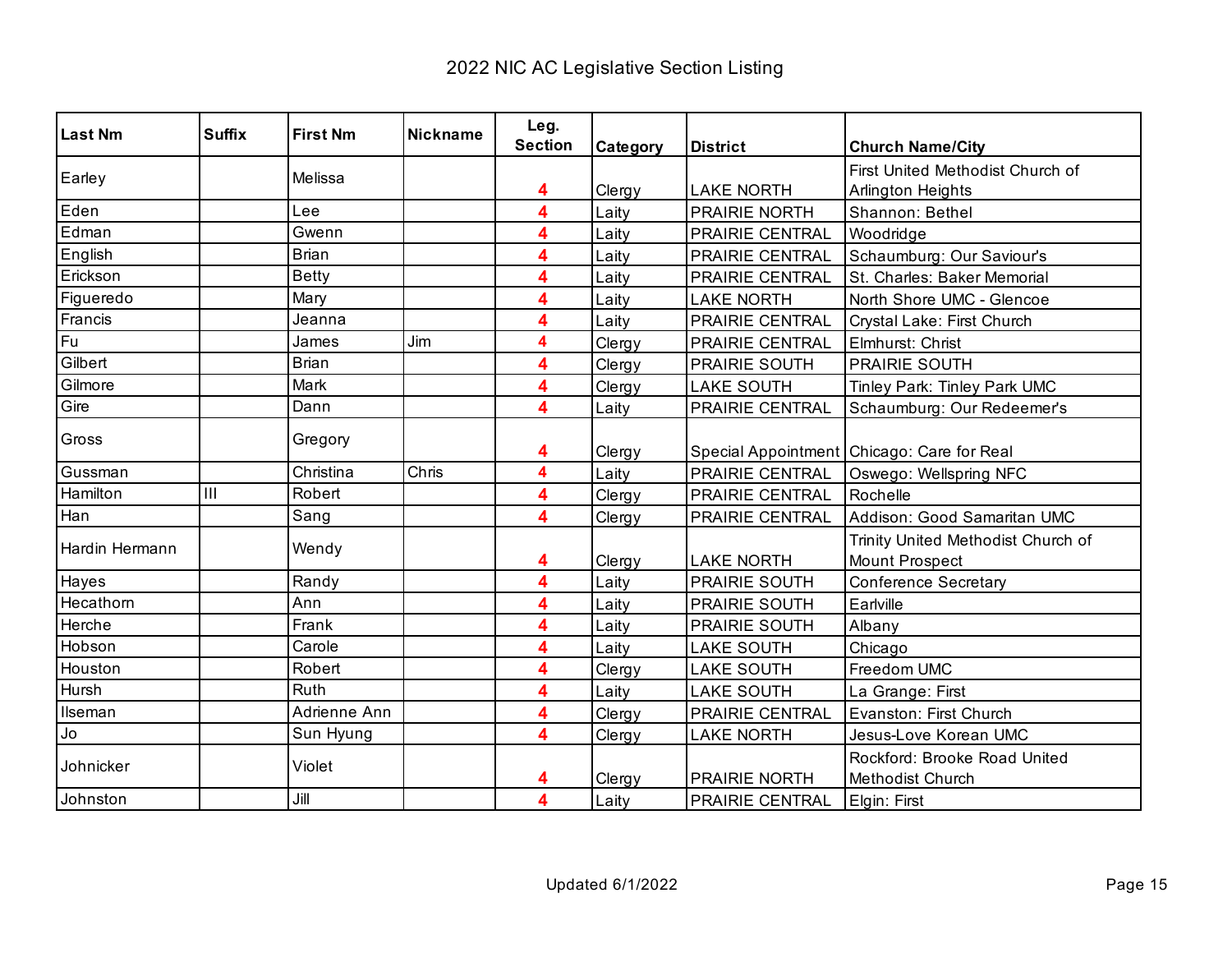# 2022 NIC AC Legislative Section Listing

| Last Nm | Suffix | First Nm | Nickname | Leg. Section | Category | District | Church Name/City |
|---|---|---|---|---|---|---|---|
| Earley | | Melissa | | 4 | Clergy | LAKE NORTH | First United Methodist Church of Arlington Heights |
| Eden | | Lee | | 4 | Laity | PRAIRIE NORTH | Shannon: Bethel |
| Edman | | Gwenn | | 4 | Laity | PRAIRIE CENTRAL | Woodridge |
| English | | Brian | | 4 | Laity | PRAIRIE CENTRAL | Schaumburg: Our Saviour's |
| Erickson | | Betty | | 4 | Laity | PRAIRIE CENTRAL | St. Charles: Baker Memorial |
| Figueredo | | Mary | | 4 | Laity | LAKE NORTH | North Shore UMC - Glencoe |
| Francis | | Jeanna | | 4 | Laity | PRAIRIE CENTRAL | Crystal Lake: First Church |
| Fu | | James | Jim | 4 | Clergy | PRAIRIE CENTRAL | Elmhurst: Christ |
| Gilbert | | Brian | | 4 | Clergy | PRAIRIE SOUTH | PRAIRIE SOUTH |
| Gilmore | | Mark | | 4 | Clergy | LAKE SOUTH | Tinley Park: Tinley Park UMC |
| Gire | | Dann | | 4 | Laity | PRAIRIE CENTRAL | Schaumburg: Our Redeemer's |
| Gross | | Gregory | | 4 | Clergy | Special Appointment | Chicago: Care for Real |
| Gussman | | Christina | Chris | 4 | Laity | PRAIRIE CENTRAL | Oswego: Wellspring NFC |
| Hamilton | III | Robert | | 4 | Clergy | PRAIRIE CENTRAL | Rochelle |
| Han | | Sang | | 4 | Clergy | PRAIRIE CENTRAL | Addison: Good Samaritan UMC |
| Hardin Hermann | | Wendy | | 4 | Clergy | LAKE NORTH | Trinity United Methodist Church of Mount Prospect |
| Hayes | | Randy | | 4 | Laity | PRAIRIE SOUTH | Conference Secretary |
| Hecathorn | | Ann | | 4 | Laity | PRAIRIE SOUTH | Earlville |
| Herche | | Frank | | 4 | Laity | PRAIRIE SOUTH | Albany |
| Hobson | | Carole | | 4 | Laity | LAKE SOUTH | Chicago |
| Houston | | Robert | | 4 | Clergy | LAKE SOUTH | Freedom UMC |
| Hursh | | Ruth | | 4 | Laity | LAKE SOUTH | La Grange: First |
| Ilseman | | Adrienne Ann | | 4 | Clergy | PRAIRIE CENTRAL | Evanston: First Church |
| Jo | | Sun Hyung | | 4 | Clergy | LAKE NORTH | Jesus-Love Korean UMC |
| Johnicker | | Violet | | 4 | Clergy | PRAIRIE NORTH | Rockford: Brooke Road United Methodist Church |
| Johnston | | Jill | | 4 | Laity | PRAIRIE CENTRAL | Elgin: First |

Updated 6/1/2022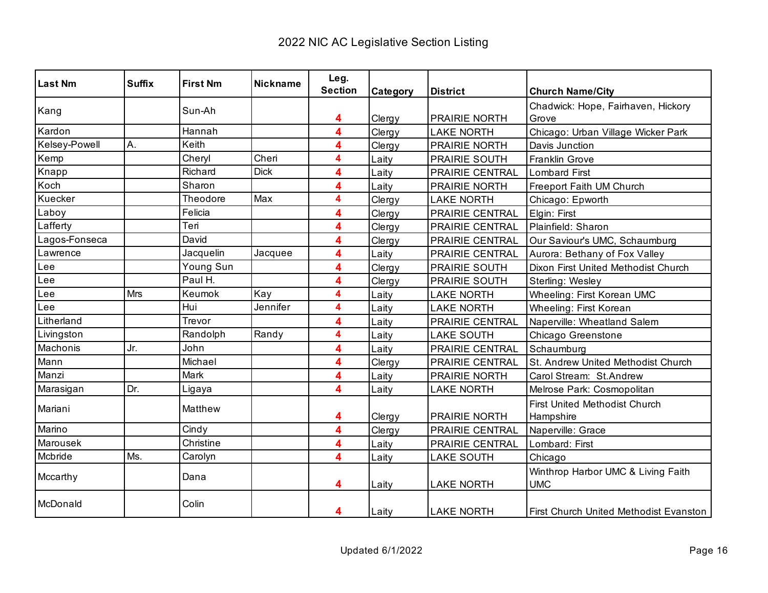# 2022 NIC AC Legislative Section Listing

| Last Nm | Suffix | First Nm | Nickname | Leg. Section | Category | District | Church Name/City |
|---|---|---|---|---|---|---|---|
| Kang | | Sun-Ah | | 4 | Clergy | PRAIRIE NORTH | Chadwick: Hope, Fairhaven, Hickory Grove |
| Kardon | | Hannah | | 4 | Clergy | LAKE NORTH | Chicago: Urban Village Wicker Park |
| Kelsey-Powell | A. | Keith | | 4 | Clergy | PRAIRIE NORTH | Davis Junction |
| Kemp | | Cheryl | Cheri | 4 | Laity | PRAIRIE SOUTH | Franklin Grove |
| Knapp | | Richard | Dick | 4 | Laity | PRAIRIE CENTRAL | Lombard First |
| Koch | | Sharon | | 4 | Laity | PRAIRIE NORTH | Freeport Faith UM Church |
| Kuecker | | Theodore | Max | 4 | Clergy | LAKE NORTH | Chicago: Epworth |
| Laboy | | Felicia | | 4 | Clergy | PRAIRIE CENTRAL | Elgin: First |
| Lafferty | | Teri | | 4 | Clergy | PRAIRIE CENTRAL | Plainfield: Sharon |
| Lagos-Fonseca | | David | | 4 | Clergy | PRAIRIE CENTRAL | Our Saviour's UMC, Schaumburg |
| Lawrence | | Jacquelin | Jacquee | 4 | Laity | PRAIRIE CENTRAL | Aurora: Bethany of Fox Valley |
| Lee | | Young Sun | | 4 | Clergy | PRAIRIE SOUTH | Dixon First United Methodist Church |
| Lee | | Paul H. | | 4 | Clergy | PRAIRIE SOUTH | Sterling: Wesley |
| Lee | Mrs | Keumok | Kay | 4 | Laity | LAKE NORTH | Wheeling: First Korean UMC |
| Lee | | Hui | Jennifer | 4 | Laity | LAKE NORTH | Wheeling: First Korean |
| Litherland | | Trevor | | 4 | Laity | PRAIRIE CENTRAL | Naperville: Wheatland Salem |
| Livingston | | Randolph | Randy | 4 | Laity | LAKE SOUTH | Chicago Greenstone |
| Machonis | Jr. | John | | 4 | Laity | PRAIRIE CENTRAL | Schaumburg |
| Mann | | Michael | | 4 | Clergy | PRAIRIE CENTRAL | St. Andrew United Methodist Church |
| Manzi | | Mark | | 4 | Laity | PRAIRIE NORTH | Carol Stream: St.Andrew |
| Marasigan | Dr. | Ligaya | | 4 | Laity | LAKE NORTH | Melrose Park: Cosmopolitan |
| Mariani | | Matthew | | 4 | Clergy | PRAIRIE NORTH | First United Methodist Church Hampshire |
| Marino | | Cindy | | 4 | Clergy | PRAIRIE CENTRAL | Naperville: Grace |
| Marousek | | Christine | | 4 | Laity | PRAIRIE CENTRAL | Lombard: First |
| Mcbride | Ms. | Carolyn | | 4 | Laity | LAKE SOUTH | Chicago |
| Mccarthy | | Dana | | 4 | Laity | LAKE NORTH | Winthrop Harbor UMC & Living Faith UMC |
| McDonald | | Colin | | 4 | Laity | LAKE NORTH | First Church United Methodist Evanston |

Updated 6/1/2022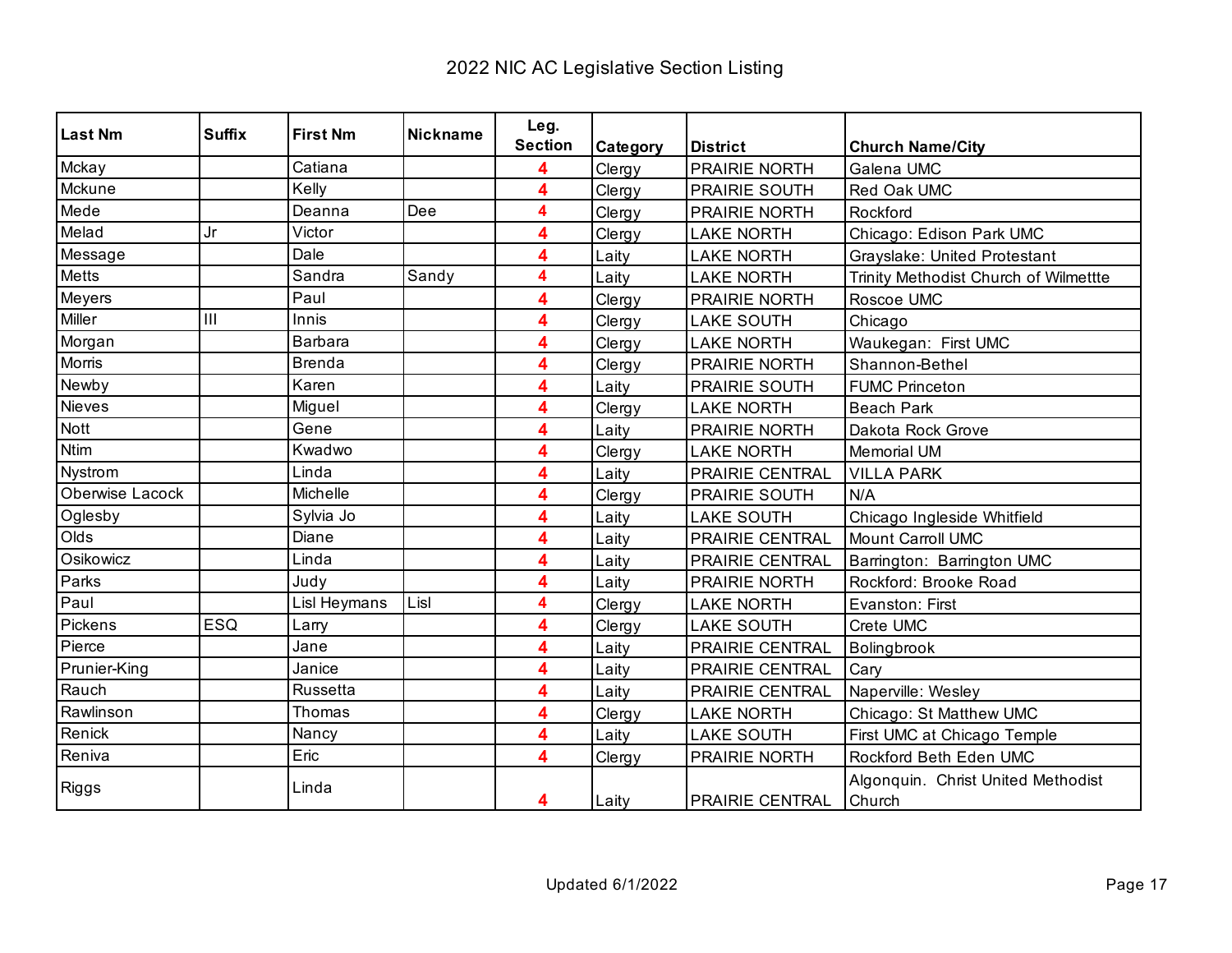# 2022 NIC AC Legislative Section Listing

| Last Nm | Suffix | First Nm | Nickname | Leg. Section | Category | District | Church Name/City |
|---|---|---|---|---|---|---|---|
| Mckay | | Catiana | | 4 | Clergy | PRAIRIE NORTH | Galena UMC |
| Mckune | | Kelly | | 4 | Clergy | PRAIRIE SOUTH | Red Oak UMC |
| Mede | | Deanna | Dee | 4 | Clergy | PRAIRIE NORTH | Rockford |
| Melad | Jr | Victor | | 4 | Clergy | LAKE NORTH | Chicago: Edison Park UMC |
| Message | | Dale | | 4 | Laity | LAKE NORTH | Grayslake: United Protestant |
| Metts | | Sandra | Sandy | 4 | Laity | LAKE NORTH | Trinity Methodist Church of Wilmettte |
| Meyers | | Paul | | 4 | Clergy | PRAIRIE NORTH | Roscoe UMC |
| Miller | III | Innis | | 4 | Clergy | LAKE SOUTH | Chicago |
| Morgan | | Barbara | | 4 | Clergy | LAKE NORTH | Waukegan: First UMC |
| Morris | | Brenda | | 4 | Clergy | PRAIRIE NORTH | Shannon-Bethel |
| Newby | | Karen | | 4 | Laity | PRAIRIE SOUTH | FUMC Princeton |
| Nieves | | Miguel | | 4 | Clergy | LAKE NORTH | Beach Park |
| Nott | | Gene | | 4 | Laity | PRAIRIE NORTH | Dakota Rock Grove |
| Ntim | | Kwadwo | | 4 | Clergy | LAKE NORTH | Memorial UM |
| Nystrom | | Linda | | 4 | Laity | PRAIRIE CENTRAL | VILLA PARK |
| Oberwise Lacock | | Michelle | | 4 | Clergy | PRAIRIE SOUTH | N/A |
| Oglesby | | Sylvia Jo | | 4 | Laity | LAKE SOUTH | Chicago Ingleside Whitfield |
| Olds | | Diane | | 4 | Laity | PRAIRIE CENTRAL | Mount Carroll UMC |
| Osikowicz | | Linda | | 4 | Laity | PRAIRIE CENTRAL | Barrington: Barrington UMC |
| Parks | | Judy | | 4 | Laity | PRAIRIE NORTH | Rockford: Brooke Road |
| Paul | | Lisl Heymans | Lisl | 4 | Clergy | LAKE NORTH | Evanston: First |
| Pickens | ESQ | Larry | | 4 | Clergy | LAKE SOUTH | Crete UMC |
| Pierce | | Jane | | 4 | Laity | PRAIRIE CENTRAL | Bolingbrook |
| Prunier-King | | Janice | | 4 | Laity | PRAIRIE CENTRAL | Cary |
| Rauch | | Russetta | | 4 | Laity | PRAIRIE CENTRAL | Naperville: Wesley |
| Rawlinson | | Thomas | | 4 | Clergy | LAKE NORTH | Chicago: St Matthew UMC |
| Renick | | Nancy | | 4 | Laity | LAKE SOUTH | First UMC at Chicago Temple |
| Reniva | | Eric | | 4 | Clergy | PRAIRIE NORTH | Rockford Beth Eden UMC |
| Riggs | | Linda | | 4 | Laity | PRAIRIE CENTRAL | Algonquin. Christ United Methodist Church |

Updated 6/1/2022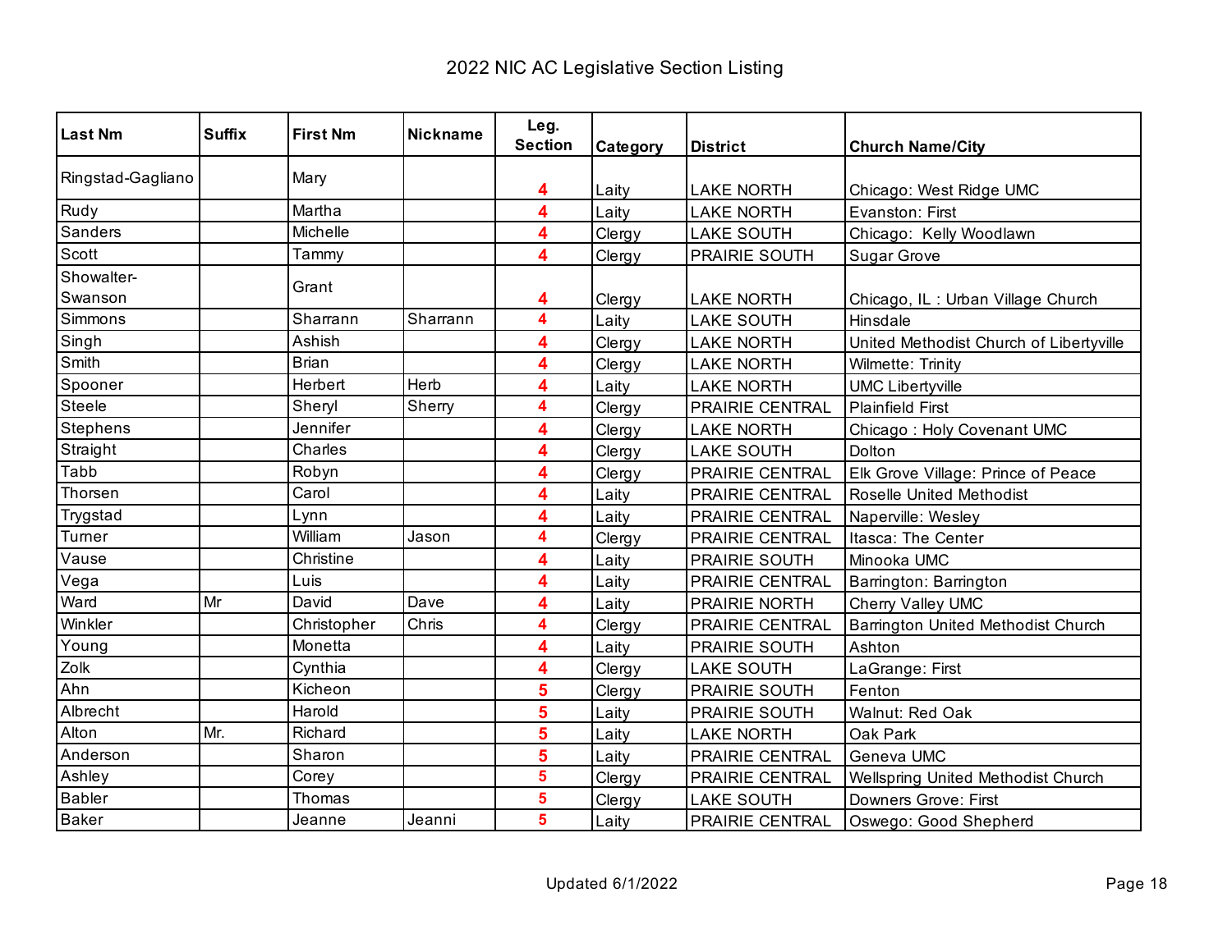# 2022 NIC AC Legislative Section Listing

| Last Nm | Suffix | First Nm | Nickname | Leg. Section | Category | District | Church Name/City |
|---|---|---|---|---|---|---|---|
| Ringstad-Gagliano | | Mary | | 4 | Laity | LAKE NORTH | Chicago: West Ridge UMC |
| Rudy | | Martha | | 4 | Laity | LAKE NORTH | Evanston: First |
| Sanders | | Michelle | | 4 | Clergy | LAKE SOUTH | Chicago: Kelly Woodlawn |
| Scott | | Tammy | | 4 | Clergy | PRAIRIE SOUTH | Sugar Grove |
| Showalter-Swanson | | Grant | | 4 | Clergy | LAKE NORTH | Chicago, IL : Urban Village Church |
| Simmons | | Sharrann | Sharrann | 4 | Laity | LAKE SOUTH | Hinsdale |
| Singh | | Ashish | | 4 | Clergy | LAKE NORTH | United Methodist Church of Libertyville |
| Smith | | Brian | | 4 | Clergy | LAKE NORTH | Wilmette: Trinity |
| Spooner | | Herbert | Herb | 4 | Laity | LAKE NORTH | UMC Libertyville |
| Steele | | Sheryl | Sherry | 4 | Clergy | PRAIRIE CENTRAL | Plainfield First |
| Stephens | | Jennifer | | 4 | Clergy | LAKE NORTH | Chicago : Holy Covenant UMC |
| Straight | | Charles | | 4 | Clergy | LAKE SOUTH | Dolton |
| Tabb | | Robyn | | 4 | Clergy | PRAIRIE CENTRAL | Elk Grove Village: Prince of Peace |
| Thorsen | | Carol | | 4 | Laity | PRAIRIE CENTRAL | Roselle United Methodist |
| Trygstad | | Lynn | | 4 | Laity | PRAIRIE CENTRAL | Naperville: Wesley |
| Turner | | William | Jason | 4 | Clergy | PRAIRIE CENTRAL | Itasca: The Center |
| Vause | | Christine | | 4 | Laity | PRAIRIE SOUTH | Minooka UMC |
| Vega | | Luis | | 4 | Laity | PRAIRIE CENTRAL | Barrington: Barrington |
| Ward | Mr | David | Dave | 4 | Laity | PRAIRIE NORTH | Cherry Valley UMC |
| Winkler | | Christopher | Chris | 4 | Clergy | PRAIRIE CENTRAL | Barrington United Methodist Church |
| Young | | Monetta | | 4 | Laity | PRAIRIE SOUTH | Ashton |
| Zolk | | Cynthia | | 4 | Clergy | LAKE SOUTH | LaGrange: First |
| Ahn | | Kicheon | | 5 | Clergy | PRAIRIE SOUTH | Fenton |
| Albrecht | | Harold | | 5 | Laity | PRAIRIE SOUTH | Walnut: Red Oak |
| Alton | Mr. | Richard | | 5 | Laity | LAKE NORTH | Oak Park |
| Anderson | | Sharon | | 5 | Laity | PRAIRIE CENTRAL | Geneva UMC |
| Ashley | | Corey | | 5 | Clergy | PRAIRIE CENTRAL | Wellspring United Methodist Church |
| Babler | | Thomas | | 5 | Clergy | LAKE SOUTH | Downers Grove: First |
| Baker | | Jeanne | Jeanni | 5 | Laity | PRAIRIE CENTRAL | Oswego: Good Shepherd |

Updated 6/1/2022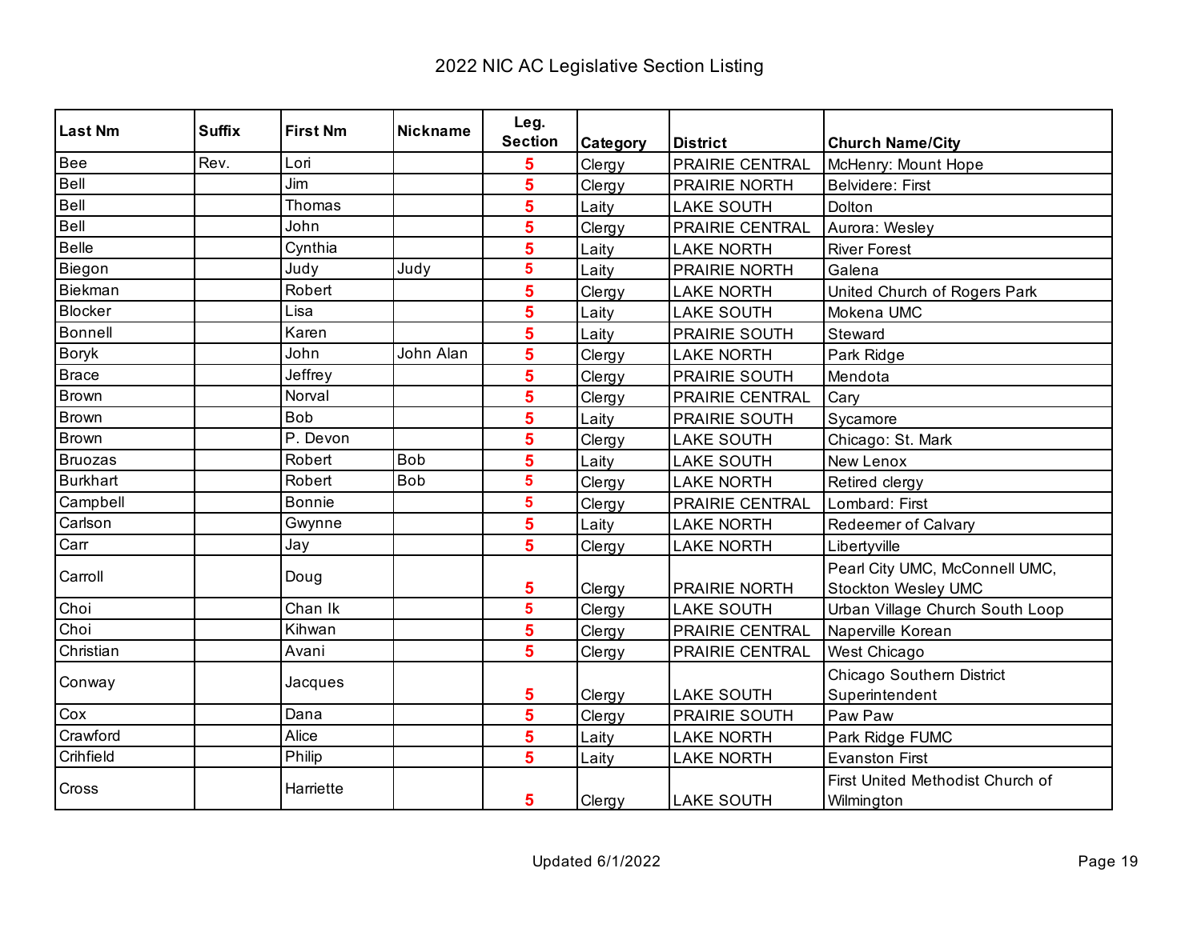# 2022 NIC AC Legislative Section Listing

| Last Nm | Suffix | First Nm | Nickname | Leg. Section | Category | District | Church Name/City |
|---|---|---|---|---|---|---|---|
| Bee | Rev. | Lori | | 5 | Clergy | PRAIRIE CENTRAL | McHenry: Mount Hope |
| Bell | | Jim | | 5 | Clergy | PRAIRIE NORTH | Belvidere: First |
| Bell | | Thomas | | 5 | Laity | LAKE SOUTH | Dolton |
| Bell | | John | | 5 | Clergy | PRAIRIE CENTRAL | Aurora: Wesley |
| Belle | | Cynthia | | 5 | Laity | LAKE NORTH | River Forest |
| Biegon | | Judy | Judy | 5 | Laity | PRAIRIE NORTH | Galena |
| Biekman | | Robert | | 5 | Clergy | LAKE NORTH | United Church of Rogers Park |
| Blocker | | Lisa | | 5 | Laity | LAKE SOUTH | Mokena UMC |
| Bonnell | | Karen | | 5 | Laity | PRAIRIE SOUTH | Steward |
| Boryk | | John | John Alan | 5 | Clergy | LAKE NORTH | Park Ridge |
| Brace | | Jeffrey | | 5 | Clergy | PRAIRIE SOUTH | Mendota |
| Brown | | Norval | | 5 | Clergy | PRAIRIE CENTRAL | Cary |
| Brown | | Bob | | 5 | Laity | PRAIRIE SOUTH | Sycamore |
| Brown | | P. Devon | | 5 | Clergy | LAKE SOUTH | Chicago: St. Mark |
| Bruozas | | Robert | Bob | 5 | Laity | LAKE SOUTH | New Lenox |
| Burkhart | | Robert | Bob | 5 | Clergy | LAKE NORTH | Retired clergy |
| Campbell | | Bonnie | | 5 | Clergy | PRAIRIE CENTRAL | Lombard: First |
| Carlson | | Gwynne | | 5 | Laity | LAKE NORTH | Redeemer of Calvary |
| Carr | | Jay | | 5 | Clergy | LAKE NORTH | Libertyville |
| Carroll | | Doug | | 5 | Clergy | PRAIRIE NORTH | Pearl City UMC, McConnell UMC, Stockton Wesley UMC |
| Choi | | Chan Ik | | 5 | Clergy | LAKE SOUTH | Urban Village Church South Loop |
| Choi | | Kihwan | | 5 | Clergy | PRAIRIE CENTRAL | Naperville Korean |
| Christian | | Avani | | 5 | Clergy | PRAIRIE CENTRAL | West Chicago |
| Conway | | Jacques | | 5 | Clergy | LAKE SOUTH | Chicago Southern District Superintendent |
| Cox | | Dana | | 5 | Clergy | PRAIRIE SOUTH | Paw Paw |
| Crawford | | Alice | | 5 | Laity | LAKE NORTH | Park Ridge FUMC |
| Crihfield | | Philip | | 5 | Laity | LAKE NORTH | Evanston First |
| Cross | | Harriette | | 5 | Clergy | LAKE SOUTH | First United Methodist Church of Wilmington |

Updated 6/1/2022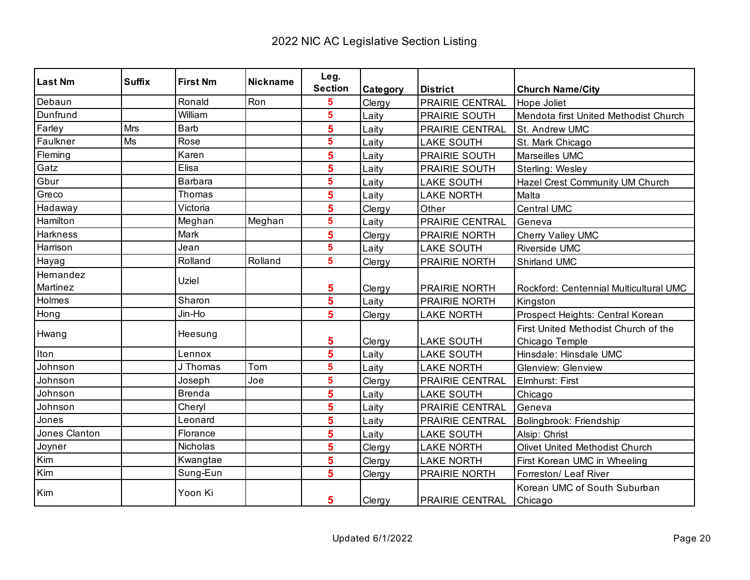# 2022 NIC AC Legislative Section Listing

| Last Nm | Suffix | First Nm | Nickname | Leg. Section | Category | District | Church Name/City |
|---|---|---|---|---|---|---|---|
| Debaun | | Ronald | Ron | 5 | Clergy | PRAIRIE CENTRAL | Hope Joliet |
| Dunfrund | | William | | 5 | Laity | PRAIRIE SOUTH | Mendota first United Methodist Church |
| Farley | Mrs | Barb | | 5 | Laity | PRAIRIE CENTRAL | St. Andrew UMC |
| Faulkner | Ms | Rose | | 5 | Laity | LAKE SOUTH | St. Mark Chicago |
| Fleming | | Karen | | 5 | Laity | PRAIRIE SOUTH | Marseilles UMC |
| Gatz | | Elisa | | 5 | Laity | PRAIRIE SOUTH | Sterling: Wesley |
| Gbur | | Barbara | | 5 | Laity | LAKE SOUTH | Hazel Crest Community UM Church |
| Greco | | Thomas | | 5 | Laity | LAKE NORTH | Malta |
| Hadaway | | Victoria | | 5 | Clergy | Other | Central UMC |
| Hamilton | | Meghan | Meghan | 5 | Laity | PRAIRIE CENTRAL | Geneva |
| Harkness | | Mark | | 5 | Clergy | PRAIRIE NORTH | Cherry Valley UMC |
| Harrison | | Jean | | 5 | Laity | LAKE SOUTH | Riverside UMC |
| Hayag | | Rolland | Rolland | 5 | Clergy | PRAIRIE NORTH | Shirland UMC |
| Hernandez Martinez | | Uziel | | 5 | Clergy | PRAIRIE NORTH | Rockford: Centennial Multicultural UMC |
| Holmes | | Sharon | | 5 | Laity | PRAIRIE NORTH | Kingston |
| Hong | | Jin-Ho | | 5 | Clergy | LAKE NORTH | Prospect Heights: Central Korean |
| Hwang | | Heesung | | 5 | Clergy | LAKE SOUTH | First United Methodist Church of the Chicago Temple |
| Iton | | Lennox | | 5 | Laity | LAKE SOUTH | Hinsdale: Hinsdale UMC |
| Johnson | | J Thomas | Tom | 5 | Laity | LAKE NORTH | Glenview: Glenview |
| Johnson | | Joseph | Joe | 5 | Clergy | PRAIRIE CENTRAL | Elmhurst: First |
| Johnson | | Brenda | | 5 | Laity | LAKE SOUTH | Chicago |
| Johnson | | Cheryl | | 5 | Laity | PRAIRIE CENTRAL | Geneva |
| Jones | | Leonard | | 5 | Laity | PRAIRIE CENTRAL | Bolingbrook: Friendship |
| Jones Clanton | | Florance | | 5 | Laity | LAKE SOUTH | Alsip: Christ |
| Joyner | | Nicholas | | 5 | Clergy | LAKE NORTH | Olivet United Methodist Church |
| Kim | | Kwangtae | | 5 | Clergy | LAKE NORTH | First Korean UMC in Wheeling |
| Kim | | Sung-Eun | | 5 | Clergy | PRAIRIE NORTH | Forreston/ Leaf River |
| Kim | | Yoon Ki | | 5 | Clergy | PRAIRIE CENTRAL | Korean UMC of South Suburban Chicago |

Updated 6/1/2022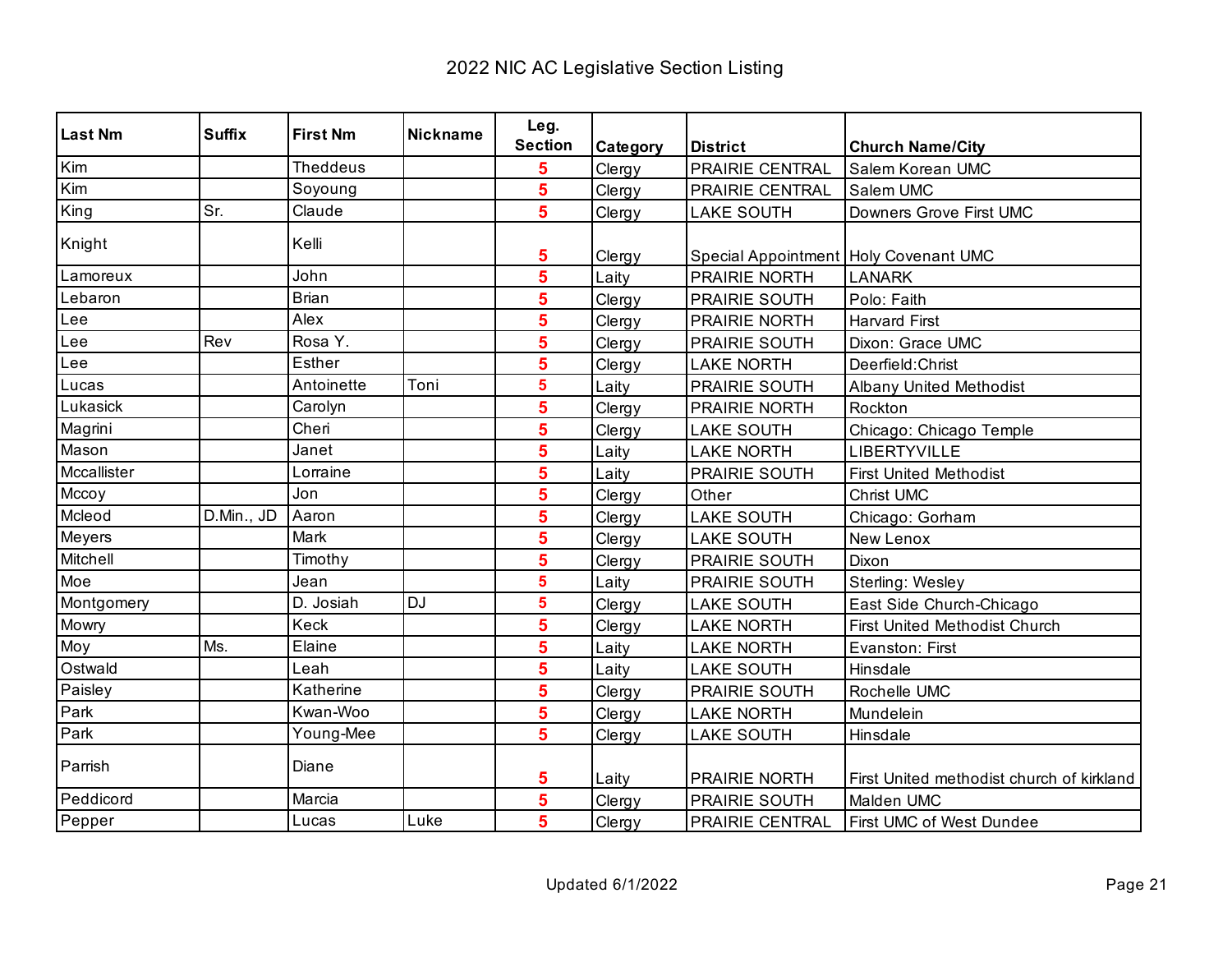# 2022 NIC AC Legislative Section Listing

| Last Nm | Suffix | First Nm | Nickname | Leg. Section | Category | District | Church Name/City |
|---|---|---|---|---|---|---|---|
| Kim | | Theddeus | | 5 | Clergy | PRAIRIE CENTRAL | Salem Korean UMC |
| Kim | | Soyoung | | 5 | Clergy | PRAIRIE CENTRAL | Salem UMC |
| King | Sr. | Claude | | 5 | Clergy | LAKE SOUTH | Downers Grove First UMC |
| Knight | | Kelli | | 5 | Clergy | Special Appointment | Holy Covenant UMC |
| Lamoreux | | John | | 5 | Laity | PRAIRIE NORTH | LANARK |
| Lebaron | | Brian | | 5 | Clergy | PRAIRIE SOUTH | Polo: Faith |
| Lee | | Alex | | 5 | Clergy | PRAIRIE NORTH | Harvard First |
| Lee | Rev | Rosa Y. | | 5 | Clergy | PRAIRIE SOUTH | Dixon: Grace UMC |
| Lee | | Esther | | 5 | Clergy | LAKE NORTH | Deerfield:Christ |
| Lucas | | Antoinette | Toni | 5 | Laity | PRAIRIE SOUTH | Albany United Methodist |
| Lukasick | | Carolyn | | 5 | Clergy | PRAIRIE NORTH | Rockton |
| Magrini | | Cheri | | 5 | Clergy | LAKE SOUTH | Chicago: Chicago Temple |
| Mason | | Janet | | 5 | Laity | LAKE NORTH | LIBERTYVILLE |
| Mccallister | | Lorraine | | 5 | Laity | PRAIRIE SOUTH | First United Methodist |
| Mccoy | | Jon | | 5 | Clergy | Other | Christ UMC |
| Mcleod | D.Min., JD | Aaron | | 5 | Clergy | LAKE SOUTH | Chicago: Gorham |
| Meyers | | Mark | | 5 | Clergy | LAKE SOUTH | New Lenox |
| Mitchell | | Timothy | | 5 | Clergy | PRAIRIE SOUTH | Dixon |
| Moe | | Jean | | 5 | Laity | PRAIRIE SOUTH | Sterling: Wesley |
| Montgomery | | D. Josiah | DJ | 5 | Clergy | LAKE SOUTH | East Side Church-Chicago |
| Mowry | | Keck | | 5 | Clergy | LAKE NORTH | First United Methodist Church |
| Moy | Ms. | Elaine | | 5 | Laity | LAKE NORTH | Evanston: First |
| Ostwald | | Leah | | 5 | Laity | LAKE SOUTH | Hinsdale |
| Paisley | | Katherine | | 5 | Clergy | PRAIRIE SOUTH | Rochelle UMC |
| Park | | Kwan-Woo | | 5 | Clergy | LAKE NORTH | Mundelein |
| Park | | Young-Mee | | 5 | Clergy | LAKE SOUTH | Hinsdale |
| Parrish | | Diane | | 5 | Laity | PRAIRIE NORTH | First United methodist church of kirkland |
| Peddicord | | Marcia | | 5 | Clergy | PRAIRIE SOUTH | Malden UMC |
| Pepper | | Lucas | Luke | 5 | Clergy | PRAIRIE CENTRAL | First UMC of West Dundee |

Updated 6/1/2022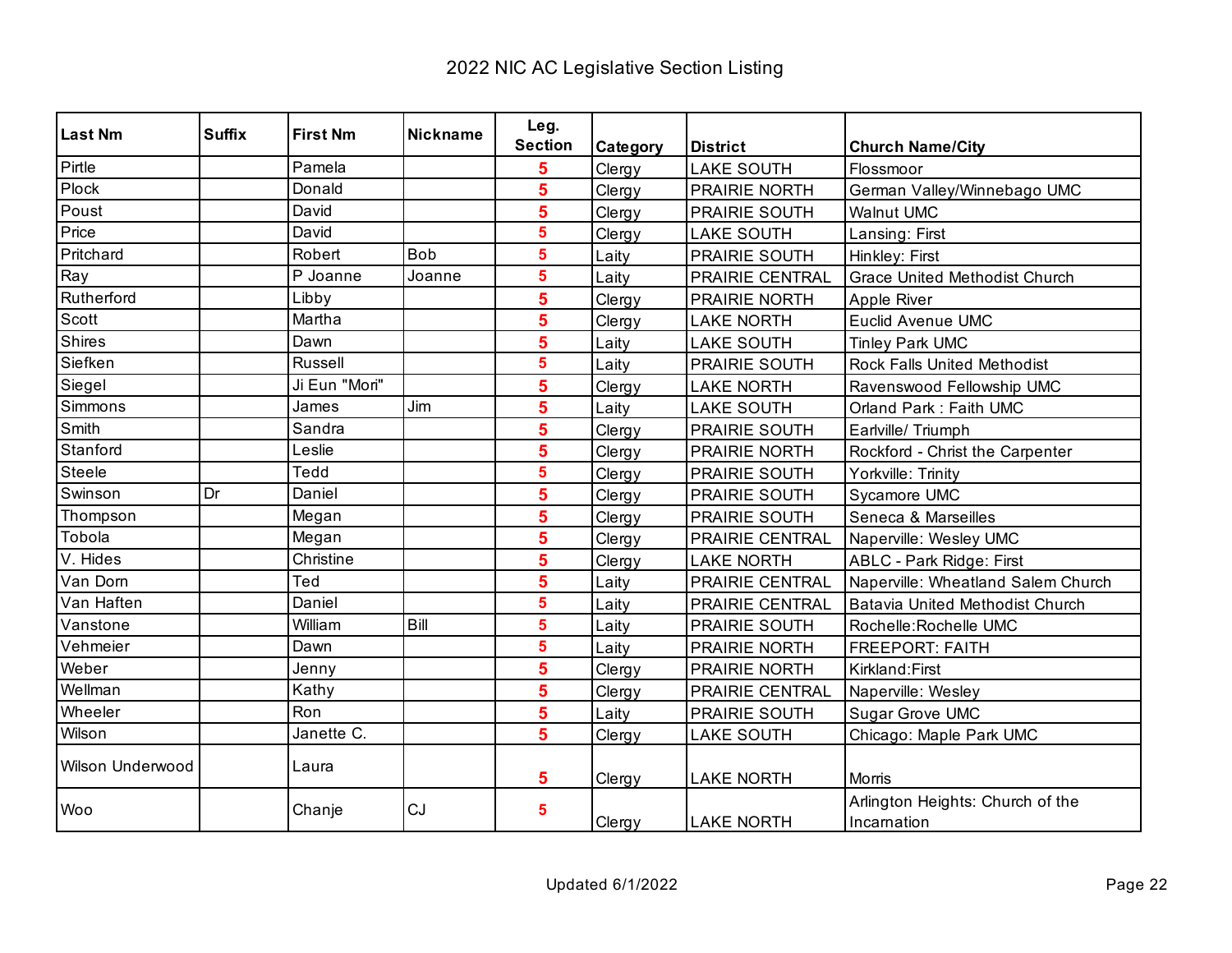# 2022 NIC AC Legislative Section Listing

| Last Nm | Suffix | First Nm | Nickname | Leg. Section | Category | District | Church Name/City |
|---|---|---|---|---|---|---|---|
| Pirtle | | Pamela | | 5 | Clergy | LAKE SOUTH | Flossmoor |
| Plock | | Donald | | 5 | Clergy | PRAIRIE NORTH | German Valley/Winnebago UMC |
| Poust | | David | | 5 | Clergy | PRAIRIE SOUTH | Walnut UMC |
| Price | | David | | 5 | Clergy | LAKE SOUTH | Lansing: First |
| Pritchard | | Robert | Bob | 5 | Laity | PRAIRIE SOUTH | Hinkley: First |
| Ray | | P Joanne | Joanne | 5 | Laity | PRAIRIE CENTRAL | Grace United Methodist Church |
| Rutherford | | Libby | | 5 | Clergy | PRAIRIE NORTH | Apple River |
| Scott | | Martha | | 5 | Clergy | LAKE NORTH | Euclid Avenue UMC |
| Shires | | Dawn | | 5 | Laity | LAKE SOUTH | Tinley Park UMC |
| Siefken | | Russell | | 5 | Laity | PRAIRIE SOUTH | Rock Falls United Methodist |
| Siegel | | Ji Eun "Mori" | | 5 | Clergy | LAKE NORTH | Ravenswood Fellowship UMC |
| Simmons | | James | Jim | 5 | Laity | LAKE SOUTH | Orland Park : Faith UMC |
| Smith | | Sandra | | 5 | Clergy | PRAIRIE SOUTH | Earlville/ Triumph |
| Stanford | | Leslie | | 5 | Clergy | PRAIRIE NORTH | Rockford - Christ the Carpenter |
| Steele | | Tedd | | 5 | Clergy | PRAIRIE SOUTH | Yorkville: Trinity |
| Swinson | Dr | Daniel | | 5 | Clergy | PRAIRIE SOUTH | Sycamore UMC |
| Thompson | | Megan | | 5 | Clergy | PRAIRIE SOUTH | Seneca & Marseilles |
| Tobola | | Megan | | 5 | Clergy | PRAIRIE CENTRAL | Naperville: Wesley UMC |
| V. Hides | | Christine | | 5 | Clergy | LAKE NORTH | ABLC - Park Ridge: First |
| Van Dorn | | Ted | | 5 | Laity | PRAIRIE CENTRAL | Naperville: Wheatland Salem Church |
| Van Haften | | Daniel | | 5 | Laity | PRAIRIE CENTRAL | Batavia United Methodist Church |
| Vanstone | | William | Bill | 5 | Laity | PRAIRIE SOUTH | Rochelle:Rochelle UMC |
| Vehmeier | | Dawn | | 5 | Laity | PRAIRIE NORTH | FREEPORT: FAITH |
| Weber | | Jenny | | 5 | Clergy | PRAIRIE NORTH | Kirkland:First |
| Wellman | | Kathy | | 5 | Clergy | PRAIRIE CENTRAL | Naperville: Wesley |
| Wheeler | | Ron | | 5 | Laity | PRAIRIE SOUTH | Sugar Grove UMC |
| Wilson | | Janette C. | | 5 | Clergy | LAKE SOUTH | Chicago: Maple Park UMC |
| Wilson Underwood | | Laura | | 5 | Clergy | LAKE NORTH | Morris |
| Woo | | Chanje | CJ | 5 | Clergy | LAKE NORTH | Arlington Heights: Church of the Incarnation |

Updated 6/1/2022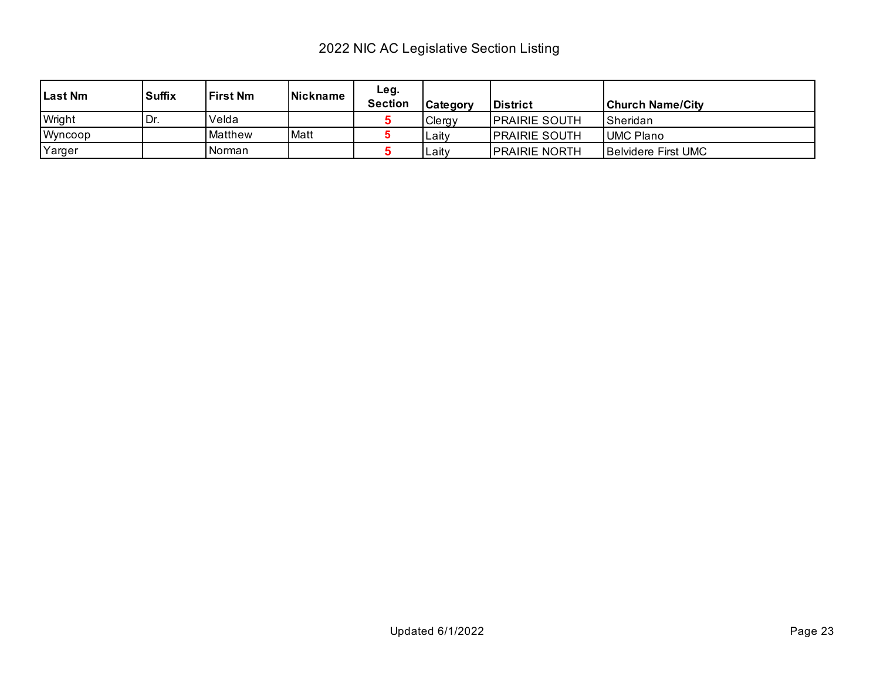2022 NIC AC Legislative Section Listing

| Last Nm | Suffix | First Nm | Nickname | Leg. Section | Category | District | Church Name/City |
|---|---|---|---|---|---|---|---|
| Wright | Dr. | Velda | | 5 | Clergy | PRAIRIE SOUTH | Sheridan |
| Wyncoop | | Matthew | Matt | 5 | Laity | PRAIRIE SOUTH | UMC Plano |
| Yarger | | Norman | | 5 | Laity | PRAIRIE NORTH | Belvidere First UMC |

Updated 6/1/2022